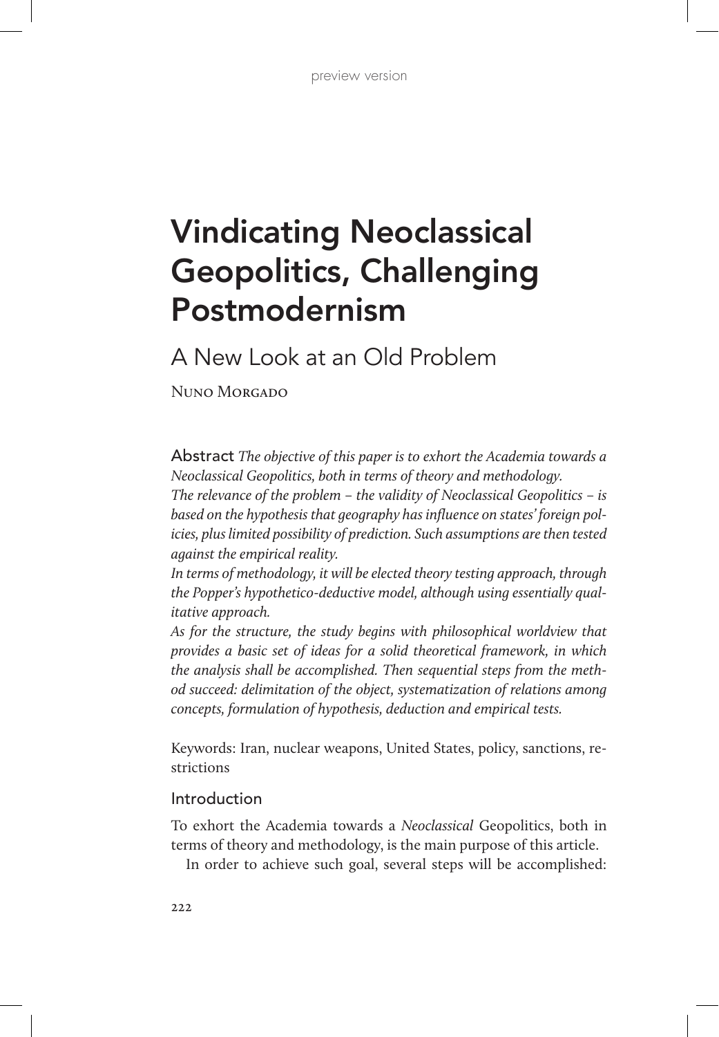# Vindicating Neoclassical Geopolitics, Challenging Postmodernism

## A New Look at an Old Problem

Nuno Morgado

**Abstract** *The objective of this paper is to exhort the Academia towards a Neoclassical Geopolitics, both in terms of theory and methodology.*

*The relevance of the problem – the validity of Neoclassical Geopolitics – is based on the hypothesis that geography has influence on states' foreign policies, plus limited possibility of prediction. Such assumptions are then tested against the empirical reality.*

*In terms of methodology, it will be elected theory testing approach, through the Popper's hypothetico-deductive model, although using essentially qualitative approach.*

*As for the structure, the study begins with philosophical worldview that provides a basic set of ideas for a solid theoretical framework, in which the analysis shall be accomplished. Then sequential steps from the method succeed: delimitation of the object, systematization of relations among concepts, formulation of hypothesis, deduction and empirical tests.*

Keywords: Iran, nuclear weapons, United States, policy, sanctions, restrictions

### Introduction

To exhort the Academia towards a *Neoclassical* Geopolitics, both in terms of theory and methodology, is the main purpose of this article.

In order to achieve such goal, several steps will be accomplished: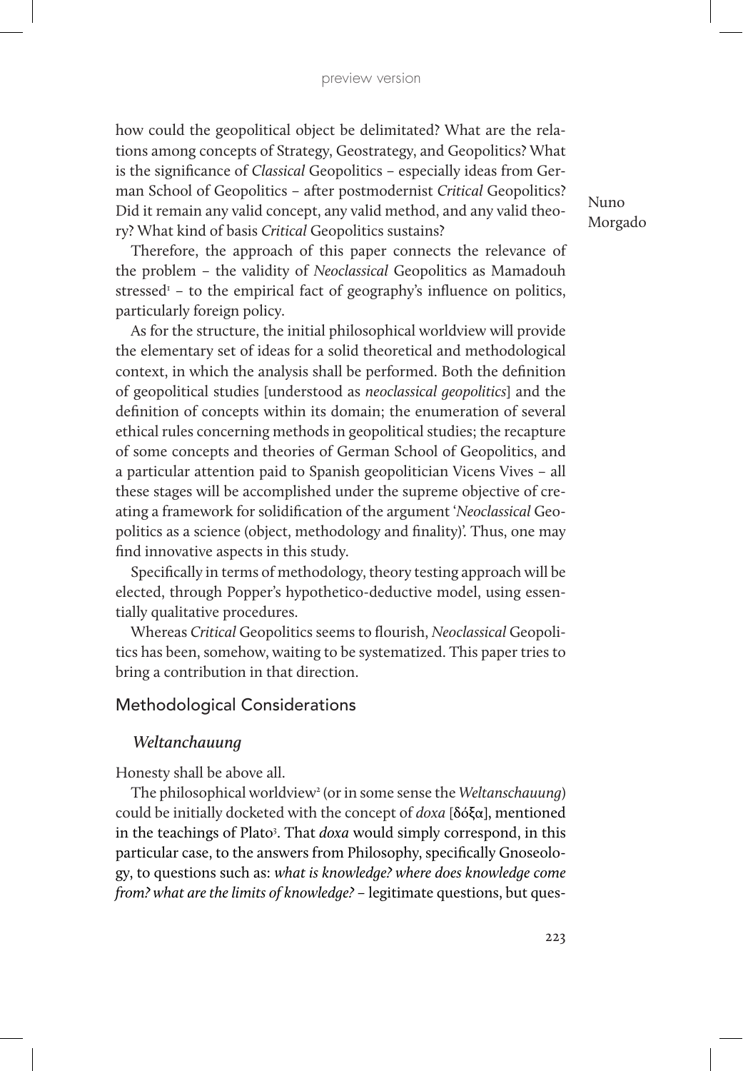how could the geopolitical object be delimitated? What are the relations among concepts of Strategy, Geostrategy, and Geopolitics? What is the significance of *Classical* Geopolitics – especially ideas from German School of Geopolitics – after postmodernist *Critical* Geopolitics? Did it remain any valid concept, any valid method, and any valid theory? What kind of basis *Critical* Geopolitics sustains?

Therefore, the approach of this paper connects the relevance of the problem – the validity of *Neoclassical* Geopolitics as Mamadouh stressed[1] – to the empirical fact of geography's influence on politics, particularly foreign policy.

As for the structure, the initial philosophical worldview will provide the elementary set of ideas for a solid theoretical and methodological context, in which the analysis shall be performed. Both the definition of geopolitical studies [understood as *neoclassical geopolitics*] and the definition of concepts within its domain; the enumeration of several ethical rules concerning methods in geopolitical studies; the recapture of some concepts and theories of German School of Geopolitics, and a particular attention paid to Spanish geopolitician Vicens Vives – all these stages will be accomplished under the supreme objective of creating a framework for solidification of the argument '*Neoclassical* Geopolitics as a science (object, methodology and finality)'. Thus, one may find innovative aspects in this study.

Specifically in terms of methodology, theory testing approach will be elected, through Popper's hypothetico-deductive model, using essentially qualitative procedures.

Whereas *Critical* Geopolitics seems to flourish, *Neoclassical* Geopolitics has been, somehow, waiting to be systematized. This paper tries to bring a contribution in that direction.

## Methodological Considerations

### *Weltanchauung*

Honesty shall be above all.

The philosophical worldview[2] (or in some sense the *Weltanschauung*) could be initially docketed with the concept of *doxa* [δόξα], mentioned in the teachings of Plato[3]. That *doxa* would simply correspond, in this particular case, to the answers from Philosophy, specifically Gnoseology, to questions such as: *what is knowledge? where does knowledge come from? what are the limits of knowledge?* – legitimate questions, but ques-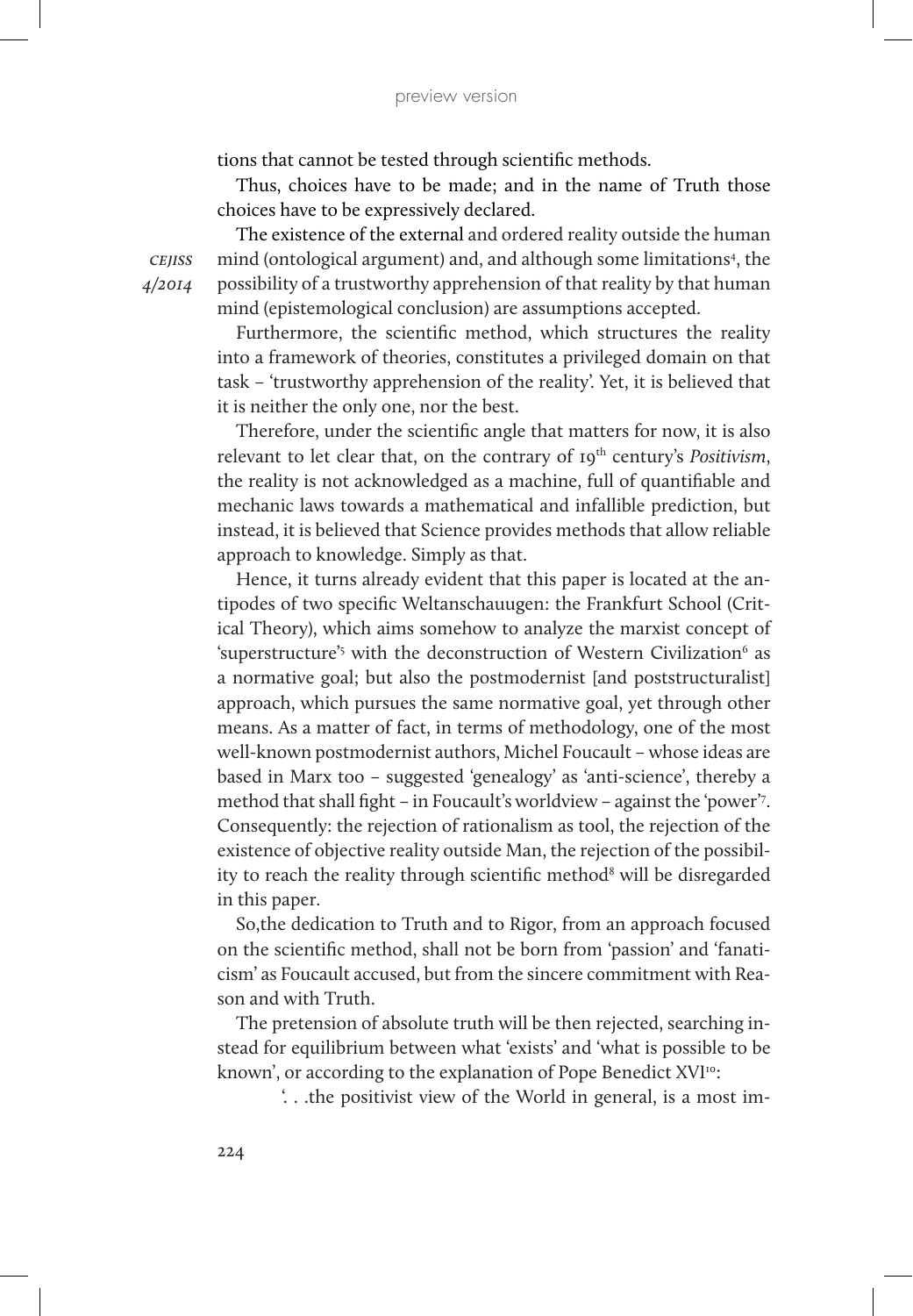tions that cannot be tested through scientific methods.

Thus, choices have to be made; and in the name of Truth those choices have to be expressively declared.

The existence of the external and ordered reality outside the human mind (ontological argument) and, and although some limitations[4], the possibility of a trustworthy apprehension of that reality by that human mind (epistemological conclusion) are assumptions accepted.

Furthermore, the scientific method, which structures the reality into a framework of theories, constitutes a privileged domain on that task – 'trustworthy apprehension of the reality'. Yet, it is believed that it is neither the only one, nor the best.

Therefore, under the scientific angle that matters for now, it is also relevant to let clear that, on the contrary of 19th century's *Positivism*, the reality is not acknowledged as a machine, full of quantifiable and mechanic laws towards a mathematical and infallible prediction, but instead, it is believed that Science provides methods that allow reliable approach to knowledge. Simply as that.

Hence, it turns already evident that this paper is located at the antipodes of two specific Weltanschauugen: the Frankfurt School (Critical Theory), which aims somehow to analyze the marxist concept of 'superstructure'[5] with the deconstruction of Western Civilization[6] as a normative goal; but also the postmodernist [and poststructuralist] approach, which pursues the same normative goal, yet through other means. As a matter of fact, in terms of methodology, one of the most well-known postmodernist authors, Michel Foucault – whose ideas are based in Marx too – suggested 'genealogy' as 'anti-science', thereby a method that shall fight – in Foucault's worldview – against the 'power'[7]. Consequently: the rejection of rationalism as tool, the rejection of the existence of objective reality outside Man, the rejection of the possibility to reach the reality through scientific method[8] will be disregarded in this paper.

So,the dedication to Truth and to Rigor, from an approach focused on the scientific method, shall not be born from 'passion' and 'fanaticism' as Foucault accused, but from the sincere commitment with Reason and with Truth.

The pretension of absolute truth will be then rejected, searching instead for equilibrium between what 'exists' and 'what is possible to be known', or according to the explanation of Pope Benedict XVI[10]:

> '. . .the positivist view of the World in general, is a most im-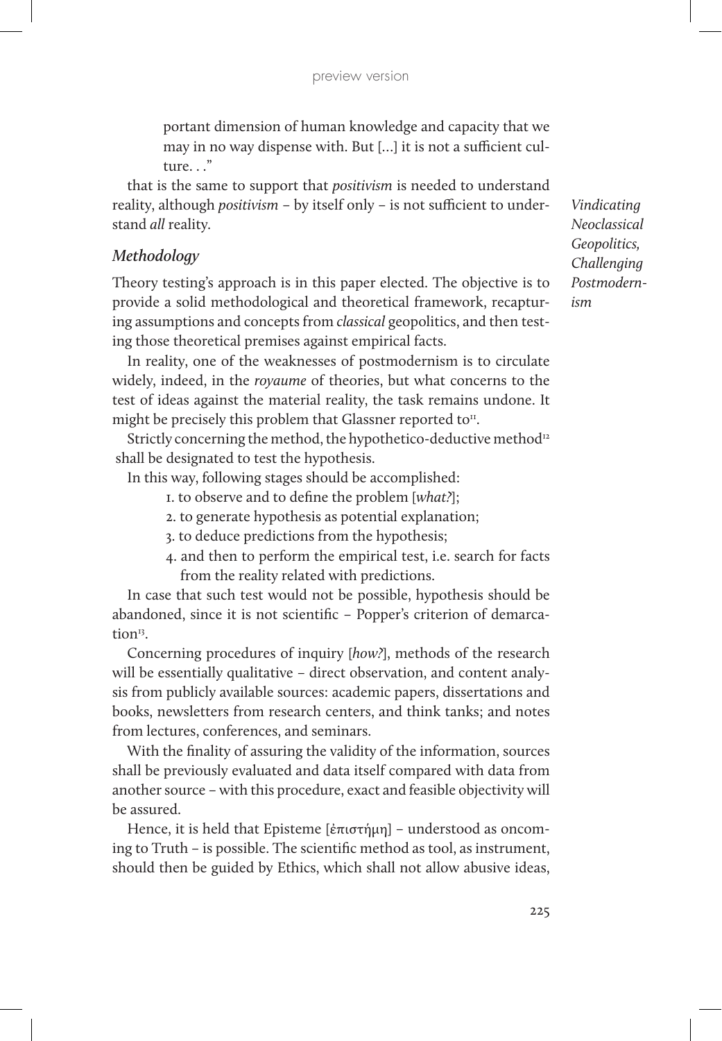portant dimension of human knowledge and capacity that we may in no way dispense with. But [...] it is not a sufficient culture. . ."

that is the same to support that *positivism* is needed to understand reality, although *positivism* – by itself only – is not sufficient to understand *all* reality.

### *Methodology*

Theory testing's approach is in this paper elected. The objective is to provide a solid methodological and theoretical framework, recapturing assumptions and concepts from *classical* geopolitics, and then testing those theoretical premises against empirical facts.

In reality, one of the weaknesses of postmodernism is to circulate widely, indeed, in the *royaume* of theories, but what concerns to the test of ideas against the material reality, the task remains undone. It might be precisely this problem that Glassner reported to[11].

Strictly concerning the method, the hypothetico-deductive method[12] shall be designated to test the hypothesis.

In this way, following stages should be accomplished:

1. to observe and to define the problem [*what?*];
2. to generate hypothesis as potential explanation;
3. to deduce predictions from the hypothesis;
4. and then to perform the empirical test, i.e. search for facts from the reality related with predictions.

In case that such test would not be possible, hypothesis should be abandoned, since it is not scientific – Popper's criterion of demarcation[13].

Concerning procedures of inquiry [*how?*], methods of the research will be essentially qualitative – direct observation, and content analysis from publicly available sources: academic papers, dissertations and books, newsletters from research centers, and think tanks; and notes from lectures, conferences, and seminars.

With the finality of assuring the validity of the information, sources shall be previously evaluated and data itself compared with data from another source – with this procedure, exact and feasible objectivity will be assured.

Hence, it is held that Episteme [ἐπιστήμη] – understood as oncoming to Truth – is possible. The scientific method as tool, as instrument, should then be guided by Ethics, which shall not allow abusive ideas,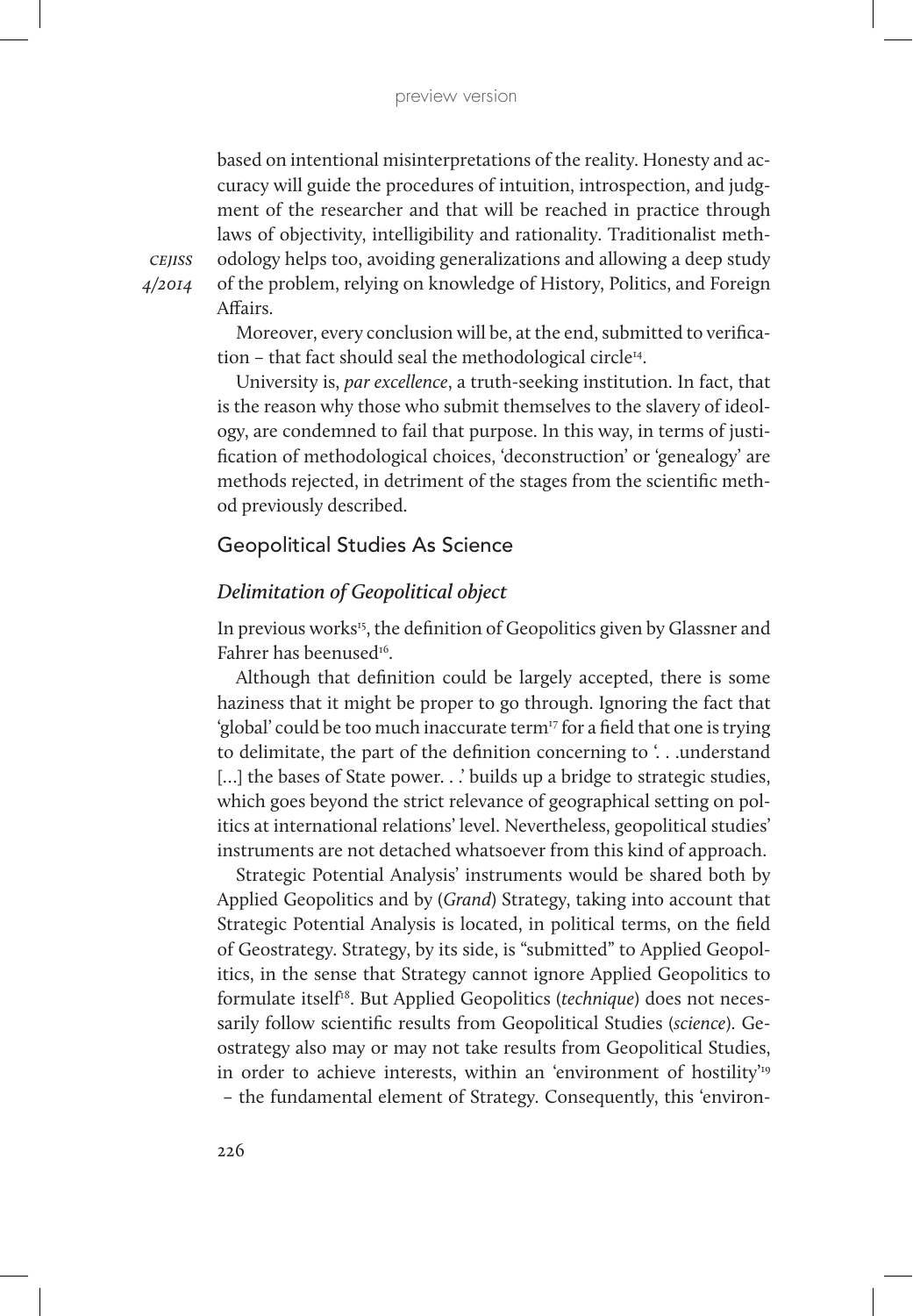based on intentional misinterpretations of the reality. Honesty and accuracy will guide the procedures of intuition, introspection, and judgment of the researcher and that will be reached in practice through laws of objectivity, intelligibility and rationality. Traditionalist methodology helps too, avoiding generalizations and allowing a deep study of the problem, relying on knowledge of History, Politics, and Foreign Affairs.

Moreover, every conclusion will be, at the end, submitted to verification – that fact should seal the methodological circle[14].

University is, *par excellence*, a truth-seeking institution. In fact, that is the reason why those who submit themselves to the slavery of ideology, are condemned to fail that purpose. In this way, in terms of justification of methodological choices, 'deconstruction' or 'genealogy' are methods rejected, in detriment of the stages from the scientific method previously described.

## Geopolitical Studies As Science

### *Delimitation of Geopolitical object*

In previous works[15], the definition of Geopolitics given by Glassner and Fahrer has beenused[16].

Although that definition could be largely accepted, there is some haziness that it might be proper to go through. Ignoring the fact that 'global' could be too much inaccurate term[17] for a field that one is trying to delimitate, the part of the definition concerning to '. . .understand [...] the bases of State power. . .' builds up a bridge to strategic studies, which goes beyond the strict relevance of geographical setting on politics at international relations' level. Nevertheless, geopolitical studies' instruments are not detached whatsoever from this kind of approach.

Strategic Potential Analysis' instruments would be shared both by Applied Geopolitics and by (*Grand*) Strategy, taking into account that Strategic Potential Analysis is located, in political terms, on the field of Geostrategy. Strategy, by its side, is "submitted" to Applied Geopolitics, in the sense that Strategy cannot ignore Applied Geopolitics to formulate itself[18]. But Applied Geopolitics (*technique*) does not necessarily follow scientific results from Geopolitical Studies (*science*). Geostrategy also may or may not take results from Geopolitical Studies, in order to achieve interests, within an 'environment of hostility'[19] – the fundamental element of Strategy. Consequently, this 'environ-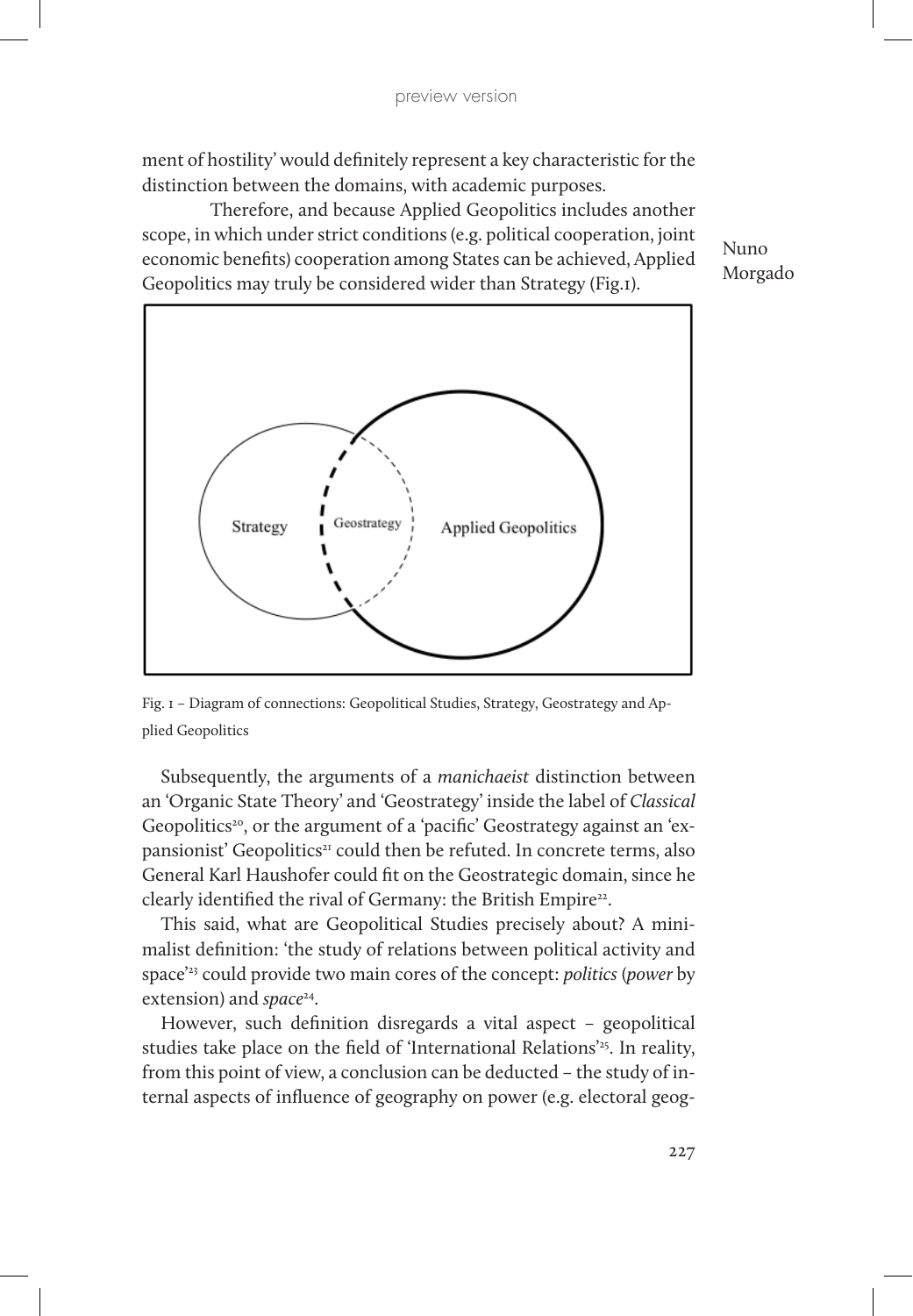ment of hostility' would definitely represent a key characteristic for the distinction between the domains, with academic purposes.

Therefore, and because Applied Geopolitics includes another scope, in which under strict conditions (e.g. political cooperation, joint economic benefits) cooperation among States can be achieved, Applied Geopolitics may truly be considered wider than Strategy (Fig.1).

Fig. 1 – Diagram of connections: Geopolitical Studies, Strategy, Geostrategy and Applied Geopolitics

Subsequently, the arguments of a *manichaeist* distinction between an 'Organic State Theory' and 'Geostrategy' inside the label of *Classical* Geopolitics[20], or the argument of a 'pacific' Geostrategy against an 'expansionist' Geopolitics[21] could then be refuted. In concrete terms, also General Karl Haushofer could fit on the Geostrategic domain, since he clearly identified the rival of Germany: the British Empire[22].

This said, what are Geopolitical Studies precisely about? A minimalist definition: 'the study of relations between political activity and space'[23] could provide two main cores of the concept: *politics* (*power* by extension) and *space*[24].

However, such definition disregards a vital aspect – geopolitical studies take place on the field of 'International Relations'[25]. In reality, from this point of view, a conclusion can be deducted – the study of internal aspects of influence of geography on power (e.g. electoral geog-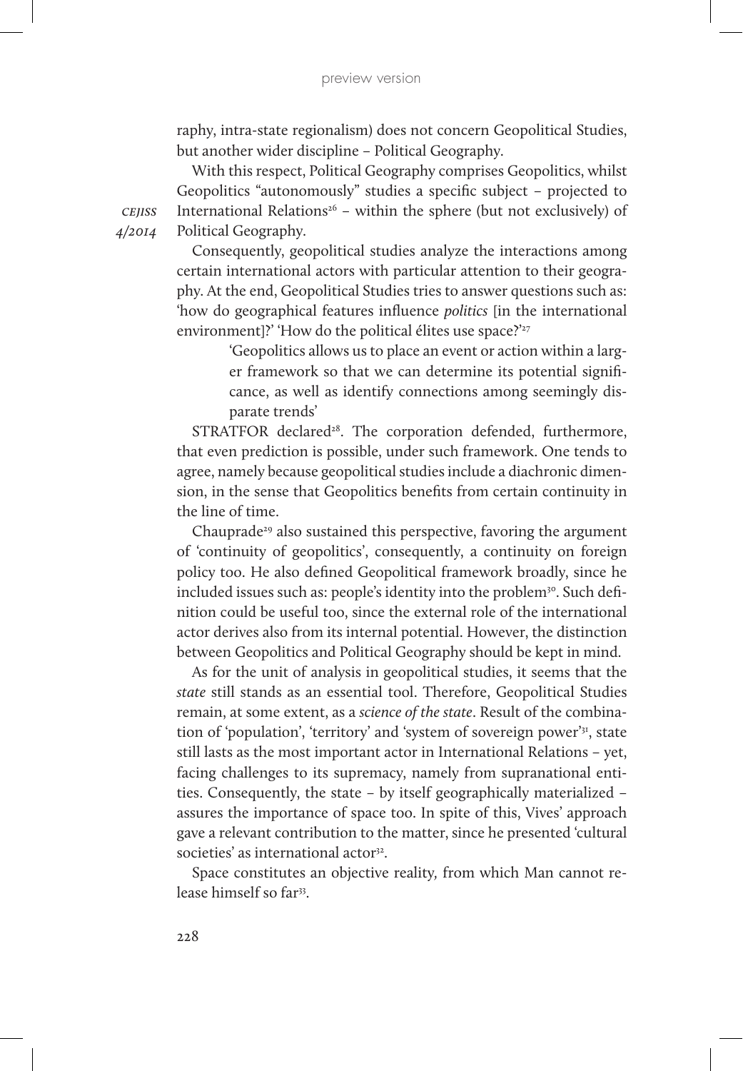raphy, intra-state regionalism) does not concern Geopolitical Studies, but another wider discipline – Political Geography.

With this respect, Political Geography comprises Geopolitics, whilst Geopolitics "autonomously" studies a specific subject – projected to International Relations[26] – within the sphere (but not exclusively) of Political Geography.

Consequently, geopolitical studies analyze the interactions among certain international actors with particular attention to their geography. At the end, Geopolitical Studies tries to answer questions such as: 'how do geographical features influence *politics* [in the international environment]?' 'How do the political élites use space?'[27]

> 'Geopolitics allows us to place an event or action within a larger framework so that we can determine its potential significance, as well as identify connections among seemingly disparate trends'

STRATFOR declared[28]. The corporation defended, furthermore, that even prediction is possible, under such framework. One tends to agree, namely because geopolitical studies include a diachronic dimension, in the sense that Geopolitics benefits from certain continuity in the line of time.

Chauprade[29] also sustained this perspective, favoring the argument of 'continuity of geopolitics', consequently, a continuity on foreign policy too. He also defined Geopolitical framework broadly, since he included issues such as: people's identity into the problem[30]. Such definition could be useful too, since the external role of the international actor derives also from its internal potential. However, the distinction between Geopolitics and Political Geography should be kept in mind.

As for the unit of analysis in geopolitical studies, it seems that the *state* still stands as an essential tool. Therefore, Geopolitical Studies remain, at some extent, as a *science of the state*. Result of the combination of 'population', 'territory' and 'system of sovereign power'[31], state still lasts as the most important actor in International Relations – yet, facing challenges to its supremacy, namely from supranational entities. Consequently, the state – by itself geographically materialized – assures the importance of space too. In spite of this, Vives' approach gave a relevant contribution to the matter, since he presented 'cultural societies' as international actor[32].

Space constitutes an objective reality, from which Man cannot release himself so far[33].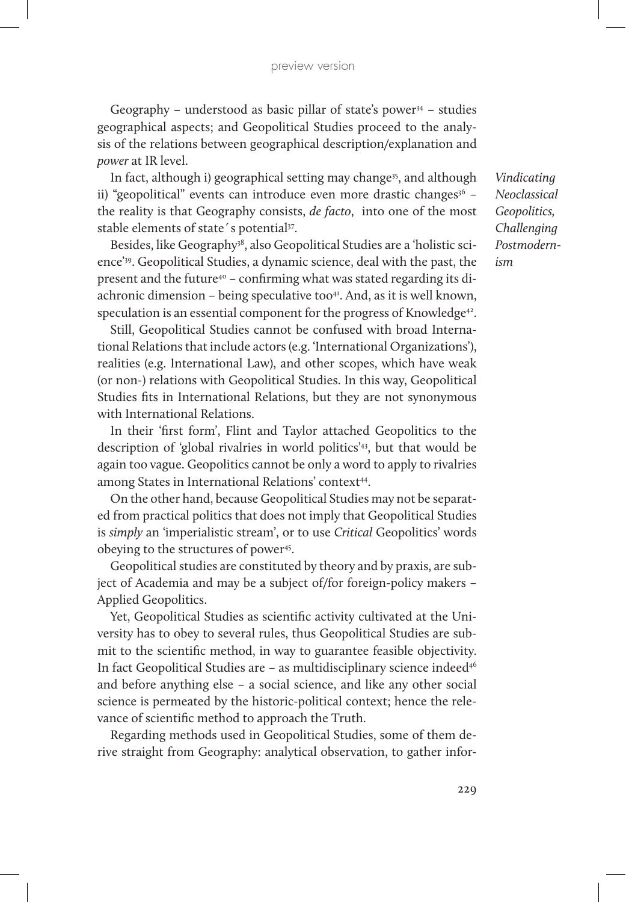Geography – understood as basic pillar of state's power[34] – studies geographical aspects; and Geopolitical Studies proceed to the analysis of the relations between geographical description/explanation and *power* at IR level.

In fact, although i) geographical setting may change[35], and although ii) "geopolitical" events can introduce even more drastic changes[36] – the reality is that Geography consists, *de facto*, into one of the most stable elements of state´s potential[37].

Besides, like Geography[38], also Geopolitical Studies are a 'holistic science'[39]. Geopolitical Studies, a dynamic science, deal with the past, the present and the future[40] – confirming what was stated regarding its diachronic dimension – being speculative too[41]. And, as it is well known, speculation is an essential component for the progress of Knowledge[42].

Still, Geopolitical Studies cannot be confused with broad International Relations that include actors (e.g. 'International Organizations'), realities (e.g. International Law), and other scopes, which have weak (or non-) relations with Geopolitical Studies. In this way, Geopolitical Studies fits in International Relations, but they are not synonymous with International Relations.

In their 'first form', Flint and Taylor attached Geopolitics to the description of 'global rivalries in world politics'[43], but that would be again too vague. Geopolitics cannot be only a word to apply to rivalries among States in International Relations' context[44].

On the other hand, because Geopolitical Studies may not be separated from practical politics that does not imply that Geopolitical Studies is *simply* an 'imperialistic stream', or to use *Critical* Geopolitics' words obeying to the structures of power[45].

Geopolitical studies are constituted by theory and by praxis, are subject of Academia and may be a subject of/for foreign-policy makers – Applied Geopolitics.

Yet, Geopolitical Studies as scientific activity cultivated at the University has to obey to several rules, thus Geopolitical Studies are submit to the scientific method, in way to guarantee feasible objectivity. In fact Geopolitical Studies are – as multidisciplinary science indeed[46] and before anything else – a social science, and like any other social science is permeated by the historic-political context; hence the relevance of scientific method to approach the Truth.

Regarding methods used in Geopolitical Studies, some of them derive straight from Geography: analytical observation, to gather infor-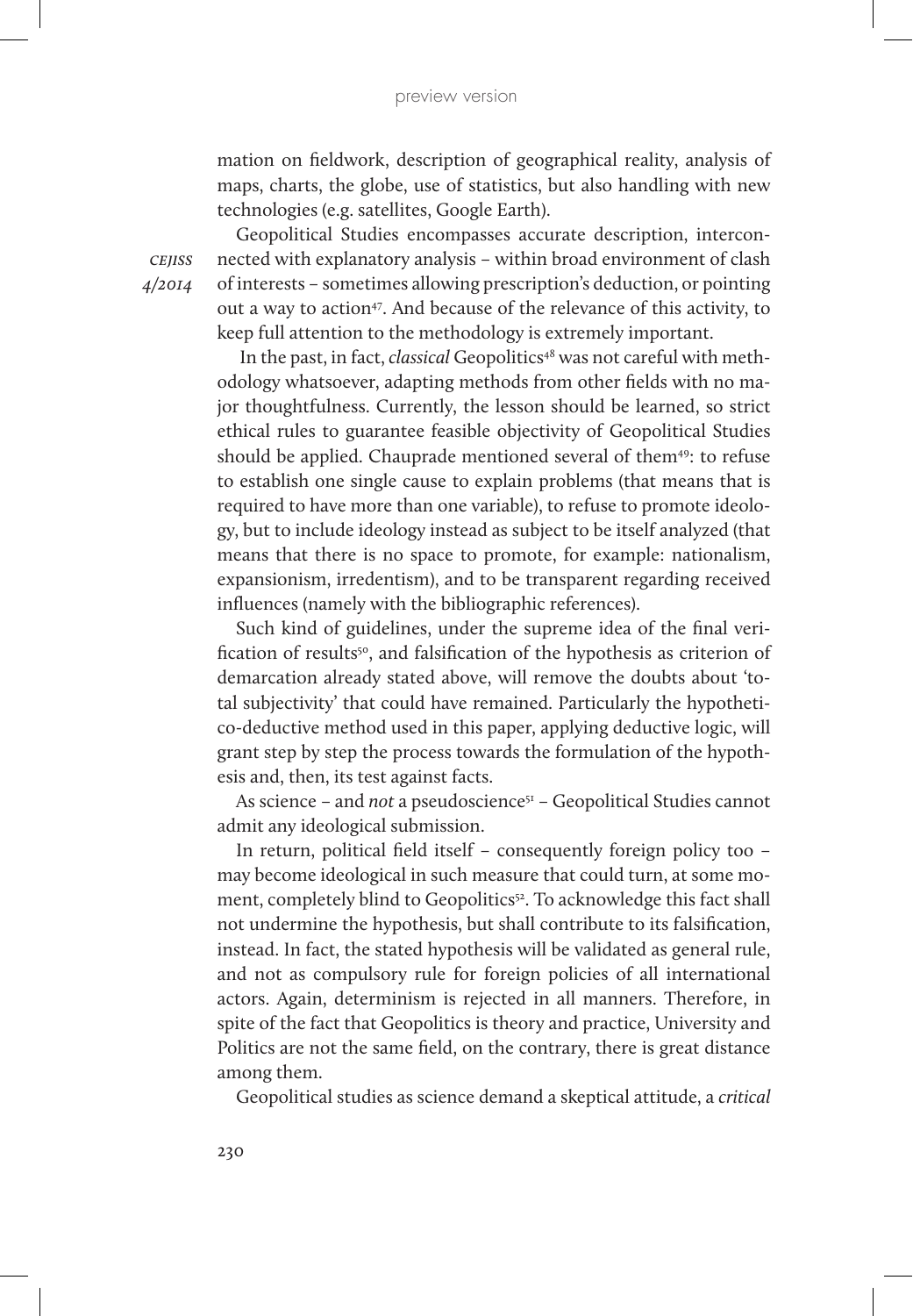mation on fieldwork, description of geographical reality, analysis of maps, charts, the globe, use of statistics, but also handling with new technologies (e.g. satellites, Google Earth).

Geopolitical Studies encompasses accurate description, interconnected with explanatory analysis – within broad environment of clash of interests – sometimes allowing prescription's deduction, or pointing out a way to action[47]. And because of the relevance of this activity, to keep full attention to the methodology is extremely important.

In the past, in fact, *classical* Geopolitics[48] was not careful with methodology whatsoever, adapting methods from other fields with no major thoughtfulness. Currently, the lesson should be learned, so strict ethical rules to guarantee feasible objectivity of Geopolitical Studies should be applied. Chauprade mentioned several of them[49]: to refuse to establish one single cause to explain problems (that means that is required to have more than one variable), to refuse to promote ideology, but to include ideology instead as subject to be itself analyzed (that means that there is no space to promote, for example: nationalism, expansionism, irredentism), and to be transparent regarding received influences (namely with the bibliographic references).

Such kind of guidelines, under the supreme idea of the final verification of results[50], and falsification of the hypothesis as criterion of demarcation already stated above, will remove the doubts about 'total subjectivity' that could have remained. Particularly the hypothetico-deductive method used in this paper, applying deductive logic, will grant step by step the process towards the formulation of the hypothesis and, then, its test against facts.

As science – and *not* a pseudoscience[51] – Geopolitical Studies cannot admit any ideological submission.

In return, political field itself – consequently foreign policy too – may become ideological in such measure that could turn, at some moment, completely blind to Geopolitics[52]. To acknowledge this fact shall not undermine the hypothesis, but shall contribute to its falsification, instead. In fact, the stated hypothesis will be validated as general rule, and not as compulsory rule for foreign policies of all international actors. Again, determinism is rejected in all manners. Therefore, in spite of the fact that Geopolitics is theory and practice, University and Politics are not the same field, on the contrary, there is great distance among them.

Geopolitical studies as science demand a skeptical attitude, a *critical*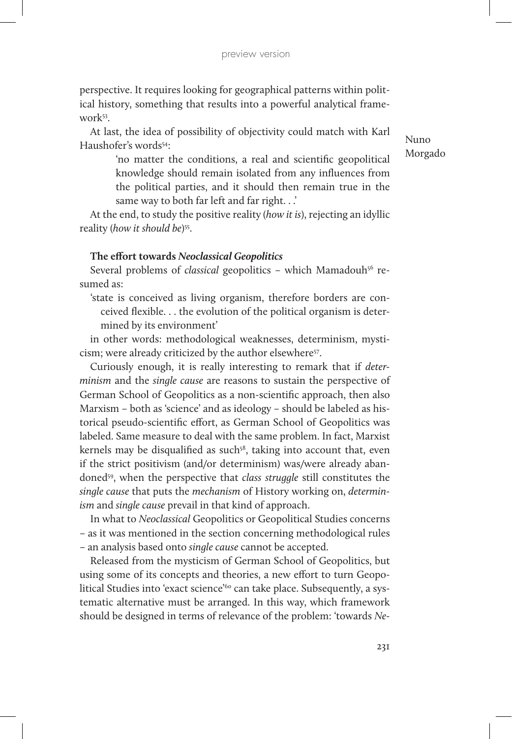perspective. It requires looking for geographical patterns within political history, something that results into a powerful analytical framework[53].

At last, the idea of possibility of objectivity could match with Karl Haushofer's words[54]:

> 'no matter the conditions, a real and scientific geopolitical knowledge should remain isolated from any influences from the political parties, and it should then remain true in the same way to both far left and far right. . .'

At the end, to study the positive reality (*how it is*), rejecting an idyllic reality (*how it should be*)[55].

### The effort towards *Neoclassical Geopolitics*

Several problems of *classical* geopolitics – which Mamadouh[56] resumed as:

> 'state is conceived as living organism, therefore borders are conceived flexible. . . the evolution of the political organism is determined by its environment'

in other words: methodological weaknesses, determinism, mysticism; were already criticized by the author elsewhere[57].

Curiously enough, it is really interesting to remark that if *determinism* and the *single cause* are reasons to sustain the perspective of German School of Geopolitics as a non-scientific approach, then also Marxism – both as 'science' and as ideology – should be labeled as historical pseudo-scientific effort, as German School of Geopolitics was labeled. Same measure to deal with the same problem. In fact, Marxist kernels may be disqualified as such[58], taking into account that, even if the strict positivism (and/or determinism) was/were already abandoned[59], when the perspective that *class struggle* still constitutes the *single cause* that puts the *mechanism* of History working on, *determinism* and *single cause* prevail in that kind of approach.

In what to *Neoclassical* Geopolitics or Geopolitical Studies concerns – as it was mentioned in the section concerning methodological rules – an analysis based onto *single cause* cannot be accepted.

Released from the mysticism of German School of Geopolitics, but using some of its concepts and theories, a new effort to turn Geopolitical Studies into 'exact science'[60] can take place. Subsequently, a systematic alternative must be arranged. In this way, which framework should be designed in terms of relevance of the problem: 'towards *Ne-*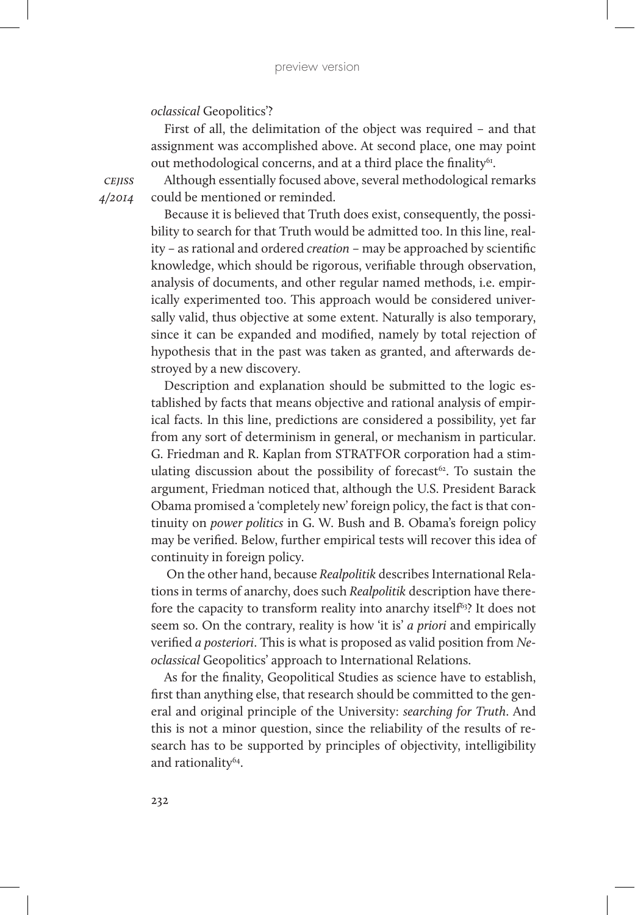*oclassical* Geopolitics'?

First of all, the delimitation of the object was required – and that assignment was accomplished above. At second place, one may point out methodological concerns, and at a third place the finality[61].

Although essentially focused above, several methodological remarks could be mentioned or reminded.

Because it is believed that Truth does exist, consequently, the possibility to search for that Truth would be admitted too. In this line, reality – as rational and ordered *creation* – may be approached by scientific knowledge, which should be rigorous, verifiable through observation, analysis of documents, and other regular named methods, i.e. empirically experimented too. This approach would be considered universally valid, thus objective at some extent. Naturally is also temporary, since it can be expanded and modified, namely by total rejection of hypothesis that in the past was taken as granted, and afterwards destroyed by a new discovery.

Description and explanation should be submitted to the logic established by facts that means objective and rational analysis of empirical facts. In this line, predictions are considered a possibility, yet far from any sort of determinism in general, or mechanism in particular. G. Friedman and R. Kaplan from STRATFOR corporation had a stimulating discussion about the possibility of forecast[62]. To sustain the argument, Friedman noticed that, although the U.S. President Barack Obama promised a 'completely new' foreign policy, the fact is that continuity on *power politics* in G. W. Bush and B. Obama's foreign policy may be verified. Below, further empirical tests will recover this idea of continuity in foreign policy.

On the other hand, because *Realpolitik* describes International Relations in terms of anarchy, does such *Realpolitik* description have therefore the capacity to transform reality into anarchy itself[63]? It does not seem so. On the contrary, reality is how 'it is' *a priori* and empirically verified *a posteriori*. This is what is proposed as valid position from *Neoclassical* Geopolitics' approach to International Relations.

As for the finality, Geopolitical Studies as science have to establish, first than anything else, that research should be committed to the general and original principle of the University: *searching for Truth*. And this is not a minor question, since the reliability of the results of research has to be supported by principles of objectivity, intelligibility and rationality[64].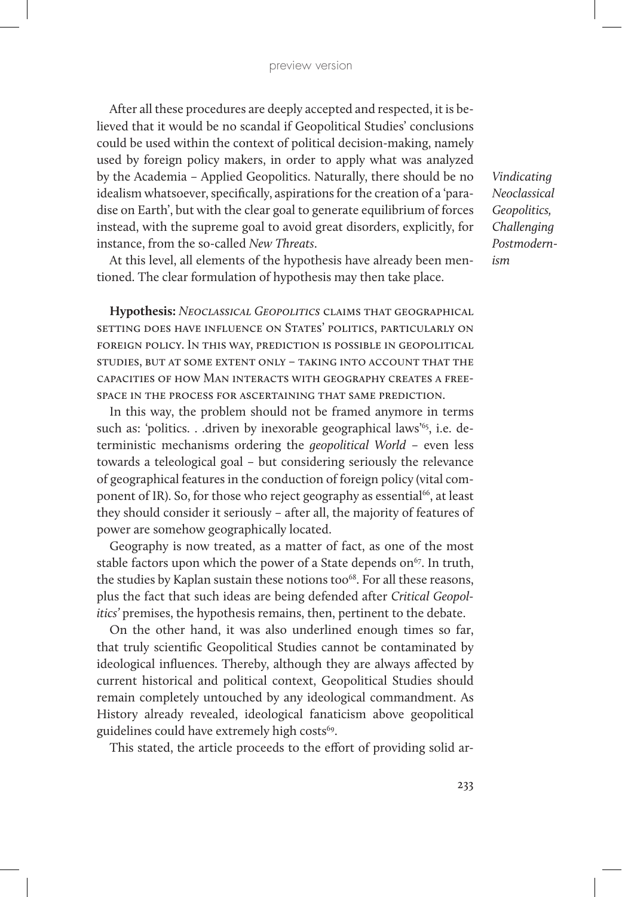After all these procedures are deeply accepted and respected, it is believed that it would be no scandal if Geopolitical Studies' conclusions could be used within the context of political decision-making, namely used by foreign policy makers, in order to apply what was analyzed by the Academia – Applied Geopolitics. Naturally, there should be no idealism whatsoever, specifically, aspirations for the creation of a 'paradise on Earth', but with the clear goal to generate equilibrium of forces instead, with the supreme goal to avoid great disorders, explicitly, for instance, from the so-called *New Threats*.

At this level, all elements of the hypothesis have already been mentioned. The clear formulation of hypothesis may then take place.

**Hypothesis:** *Neoclassical Geopolitics* claims that geographical setting does have influence on States' politics, particularly on foreign policy. In this way, prediction is possible in geopolitical studies, but at some extent only – taking into account that the capacities of how Man interacts with geography creates a free-space in the process for ascertaining that same prediction.

In this way, the problem should not be framed anymore in terms such as: 'politics. . .driven by inexorable geographical laws'[65], i.e. deterministic mechanisms ordering the *geopolitical World* – even less towards a teleological goal – but considering seriously the relevance of geographical features in the conduction of foreign policy (vital component of IR). So, for those who reject geography as essential[66], at least they should consider it seriously – after all, the majority of features of power are somehow geographically located.

Geography is now treated, as a matter of fact, as one of the most stable factors upon which the power of a State depends on[67]. In truth, the studies by Kaplan sustain these notions too[68]. For all these reasons, plus the fact that such ideas are being defended after *Critical Geopolitics'* premises, the hypothesis remains, then, pertinent to the debate.

On the other hand, it was also underlined enough times so far, that truly scientific Geopolitical Studies cannot be contaminated by ideological influences. Thereby, although they are always affected by current historical and political context, Geopolitical Studies should remain completely untouched by any ideological commandment. As History already revealed, ideological fanaticism above geopolitical guidelines could have extremely high costs[69].

This stated, the article proceeds to the effort of providing solid ar-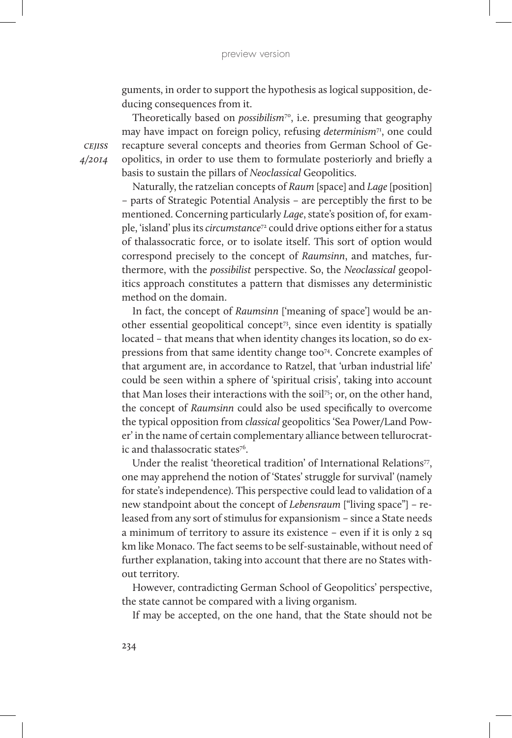guments, in order to support the hypothesis as logical supposition, deducing consequences from it.

Theoretically based on *possibilism*[70], i.e. presuming that geography may have impact on foreign policy, refusing *determinism*[71], one could recapture several concepts and theories from German School of Geopolitics, in order to use them to formulate posteriorly and briefly a basis to sustain the pillars of *Neoclassical* Geopolitics.

Naturally, the ratzelian concepts of *Raum* [space] and *Lage* [position] – parts of Strategic Potential Analysis – are perceptibly the first to be mentioned. Concerning particularly *Lage*, state's position of, for example, 'island' plus its *circumstance*[72] could drive options either for a status of thalassocratic force, or to isolate itself. This sort of option would correspond precisely to the concept of *Raumsinn*, and matches, furthermore, with the *possibilist* perspective. So, the *Neoclassical* geopolitics approach constitutes a pattern that dismisses any deterministic method on the domain.

In fact, the concept of *Raumsinn* ['meaning of space'] would be another essential geopolitical concept[73], since even identity is spatially located – that means that when identity changes its location, so do expressions from that same identity change too[74]. Concrete examples of that argument are, in accordance to Ratzel, that 'urban industrial life' could be seen within a sphere of 'spiritual crisis', taking into account that Man loses their interactions with the soil[75]; or, on the other hand, the concept of *Raumsinn* could also be used specifically to overcome the typical opposition from *classical* geopolitics 'Sea Power/Land Power' in the name of certain complementary alliance between tellurocratic and thalassocratic states[76].

Under the realist 'theoretical tradition' of International Relations[77], one may apprehend the notion of 'States' struggle for survival' (namely for state's independence). This perspective could lead to validation of a new standpoint about the concept of *Lebensraum* ["living space"] – released from any sort of stimulus for expansionism – since a State needs a minimum of territory to assure its existence – even if it is only 2 sq km like Monaco. The fact seems to be self-sustainable, without need of further explanation, taking into account that there are no States without territory.

However, contradicting German School of Geopolitics' perspective, the state cannot be compared with a living organism.

If may be accepted, on the one hand, that the State should not be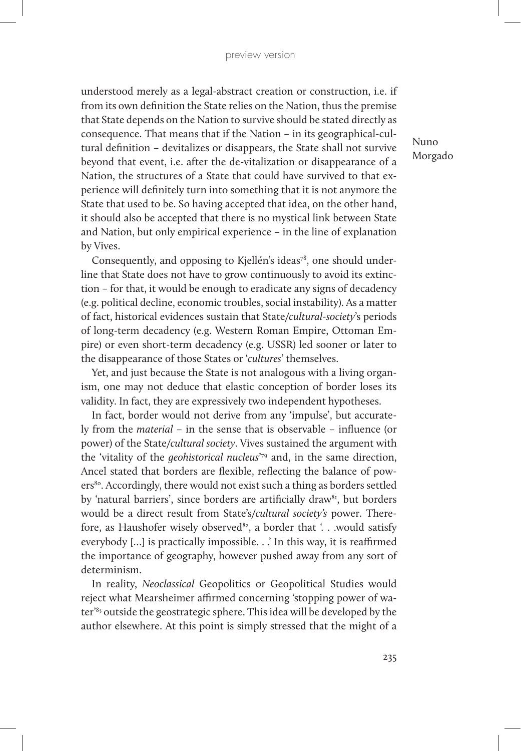understood merely as a legal-abstract creation or construction, i.e. if from its own definition the State relies on the Nation, thus the premise that State depends on the Nation to survive should be stated directly as consequence. That means that if the Nation – in its geographical-cultural definition – devitalizes or disappears, the State shall not survive beyond that event, i.e. after the de-vitalization or disappearance of a Nation, the structures of a State that could have survived to that experience will definitely turn into something that it is not anymore the State that used to be. So having accepted that idea, on the other hand, it should also be accepted that there is no mystical link between State and Nation, but only empirical experience – in the line of explanation by Vives.

Consequently, and opposing to Kjellén's ideas[78], one should underline that State does not have to grow continuously to avoid its extinction – for that, it would be enough to eradicate any signs of decadency (e.g. political decline, economic troubles, social instability). As a matter of fact, historical evidences sustain that State/*cultural-society*'s periods of long-term decadency (e.g. Western Roman Empire, Ottoman Empire) or even short-term decadency (e.g. USSR) led sooner or later to the disappearance of those States or '*cultures*' themselves.

Yet, and just because the State is not analogous with a living organism, one may not deduce that elastic conception of border loses its validity. In fact, they are expressively two independent hypotheses.

In fact, border would not derive from any 'impulse', but accurately from the *material* – in the sense that is observable – influence (or power) of the State/*cultural society*. Vives sustained the argument with the 'vitality of the *geohistorical nucleus*'[79] and, in the same direction, Ancel stated that borders are flexible, reflecting the balance of powers[80]. Accordingly, there would not exist such a thing as borders settled by 'natural barriers', since borders are artificially draw[81], but borders would be a direct result from State's/*cultural society's* power. Therefore, as Haushofer wisely observed[82], a border that '. . .would satisfy everybody [...] is practically impossible. . .' In this way, it is reaffirmed the importance of geography, however pushed away from any sort of determinism.

In reality, *Neoclassical* Geopolitics or Geopolitical Studies would reject what Mearsheimer affirmed concerning 'stopping power of water'[83] outside the geostrategic sphere. This idea will be developed by the author elsewhere. At this point is simply stressed that the might of a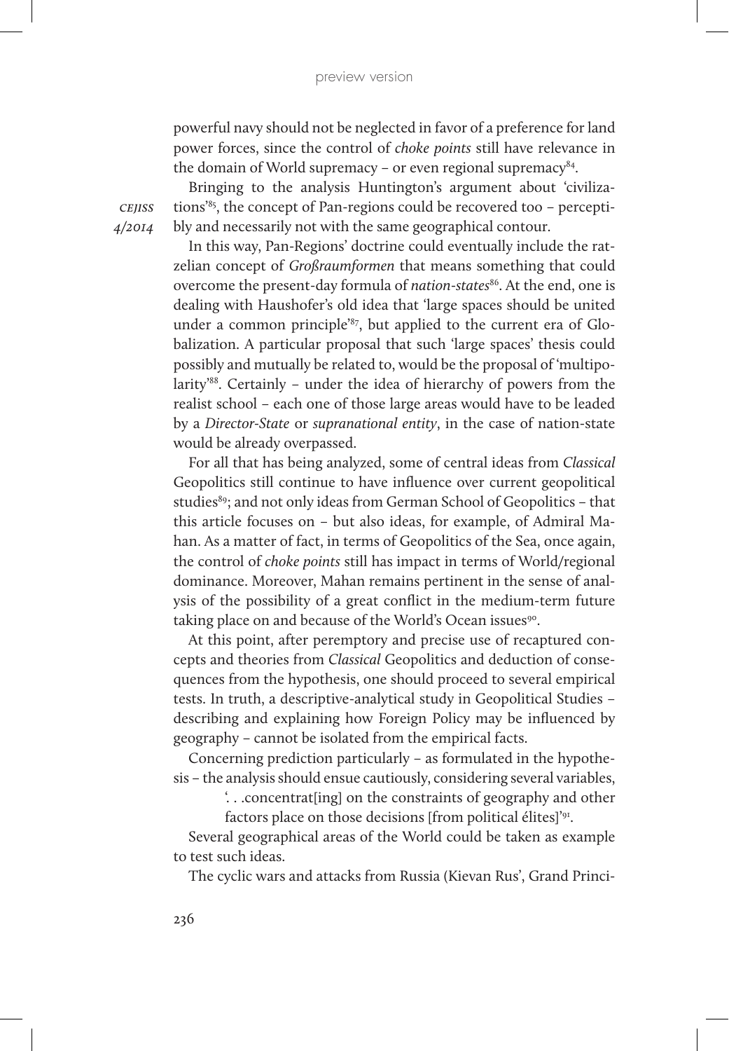powerful navy should not be neglected in favor of a preference for land power forces, since the control of *choke points* still have relevance in the domain of World supremacy – or even regional supremacy[84].

Bringing to the analysis Huntington's argument about 'civilizations'[85], the concept of Pan-regions could be recovered too – perceptibly and necessarily not with the same geographical contour.

In this way, Pan-Regions' doctrine could eventually include the ratzelian concept of *Großraumformen* that means something that could overcome the present-day formula of *nation-states*[86]. At the end, one is dealing with Haushofer's old idea that 'large spaces should be united under a common principle'[87], but applied to the current era of Globalization. A particular proposal that such 'large spaces' thesis could possibly and mutually be related to, would be the proposal of 'multipolarity'[88]. Certainly – under the idea of hierarchy of powers from the realist school – each one of those large areas would have to be leaded by a *Director-State* or *supranational entity*, in the case of nation-state would be already overpassed.

For all that has being analyzed, some of central ideas from *Classical* Geopolitics still continue to have influence over current geopolitical studies[89]; and not only ideas from German School of Geopolitics – that this article focuses on – but also ideas, for example, of Admiral Mahan. As a matter of fact, in terms of Geopolitics of the Sea, once again, the control of *choke points* still has impact in terms of World/regional dominance. Moreover, Mahan remains pertinent in the sense of analysis of the possibility of a great conflict in the medium-term future taking place on and because of the World's Ocean issues[90].

At this point, after peremptory and precise use of recaptured concepts and theories from *Classical* Geopolitics and deduction of consequences from the hypothesis, one should proceed to several empirical tests. In truth, a descriptive-analytical study in Geopolitical Studies – describing and explaining how Foreign Policy may be influenced by geography – cannot be isolated from the empirical facts.

Concerning prediction particularly – as formulated in the hypothesis – the analysis should ensue cautiously, considering several variables,

> '. . .concentrat[ing] on the constraints of geography and other factors place on those decisions [from political élites]'[91].

Several geographical areas of the World could be taken as example to test such ideas.

The cyclic wars and attacks from Russia (Kievan Rus', Grand Princi-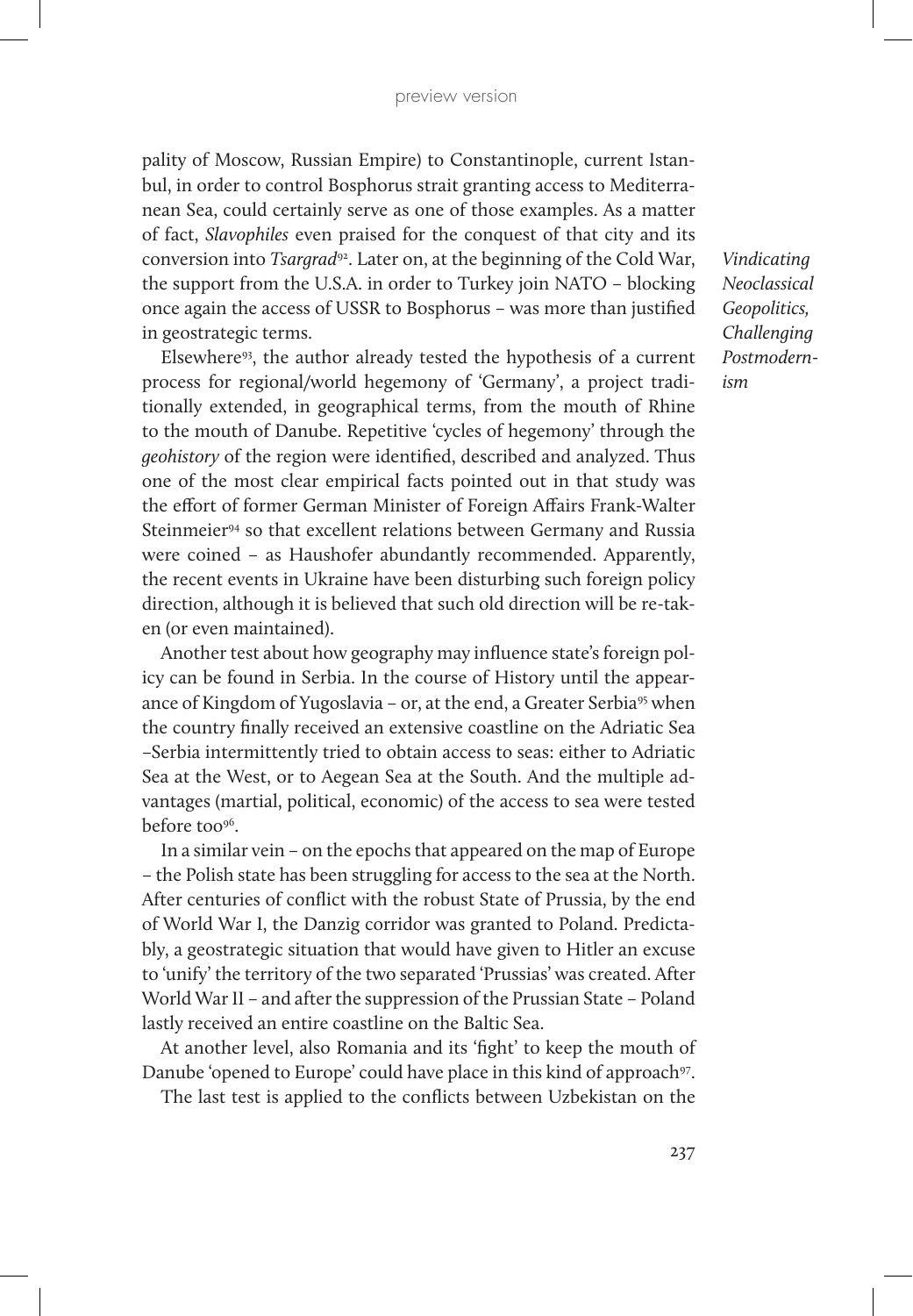pality of Moscow, Russian Empire) to Constantinople, current Istanbul, in order to control Bosphorus strait granting access to Mediterranean Sea, could certainly serve as one of those examples. As a matter of fact, *Slavophiles* even praised for the conquest of that city and its conversion into *Tsargrad*[92]. Later on, at the beginning of the Cold War, the support from the U.S.A. in order to Turkey join NATO – blocking once again the access of USSR to Bosphorus – was more than justified in geostrategic terms.

Elsewhere[93], the author already tested the hypothesis of a current process for regional/world hegemony of 'Germany', a project traditionally extended, in geographical terms, from the mouth of Rhine to the mouth of Danube. Repetitive 'cycles of hegemony' through the *geohistory* of the region were identified, described and analyzed. Thus one of the most clear empirical facts pointed out in that study was the effort of former German Minister of Foreign Affairs Frank-Walter Steinmeier[94] so that excellent relations between Germany and Russia were coined – as Haushofer abundantly recommended. Apparently, the recent events in Ukraine have been disturbing such foreign policy direction, although it is believed that such old direction will be re-taken (or even maintained).

Another test about how geography may influence state's foreign policy can be found in Serbia. In the course of History until the appearance of Kingdom of Yugoslavia – or, at the end, a Greater Serbia[95] when the country finally received an extensive coastline on the Adriatic Sea –Serbia intermittently tried to obtain access to seas: either to Adriatic Sea at the West, or to Aegean Sea at the South. And the multiple advantages (martial, political, economic) of the access to sea were tested before too[96].

In a similar vein – on the epochs that appeared on the map of Europe – the Polish state has been struggling for access to the sea at the North. After centuries of conflict with the robust State of Prussia, by the end of World War I, the Danzig corridor was granted to Poland. Predictably, a geostrategic situation that would have given to Hitler an excuse to 'unify' the territory of the two separated 'Prussias' was created. After World War II – and after the suppression of the Prussian State – Poland lastly received an entire coastline on the Baltic Sea.

At another level, also Romania and its 'fight' to keep the mouth of Danube 'opened to Europe' could have place in this kind of approach[97].

The last test is applied to the conflicts between Uzbekistan on the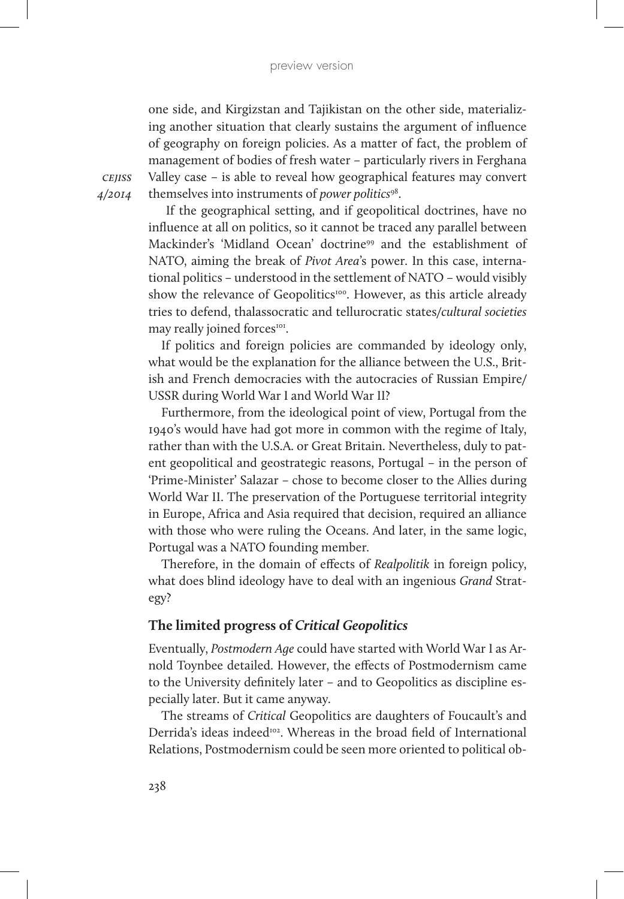one side, and Kirgizstan and Tajikistan on the other side, materializing another situation that clearly sustains the argument of influence of geography on foreign policies. As a matter of fact, the problem of management of bodies of fresh water – particularly rivers in Ferghana Valley case – is able to reveal how geographical features may convert themselves into instruments of *power politics*[98].

If the geographical setting, and if geopolitical doctrines, have no influence at all on politics, so it cannot be traced any parallel between Mackinder's 'Midland Ocean' doctrine[99] and the establishment of NATO, aiming the break of *Pivot Area*'s power. In this case, international politics – understood in the settlement of NATO – would visibly show the relevance of Geopolitics[100]. However, as this article already tries to defend, thalassocratic and tellurocratic states/*cultural societies* may really joined forces[101].

If politics and foreign policies are commanded by ideology only, what would be the explanation for the alliance between the U.S., British and French democracies with the autocracies of Russian Empire/USSR during World War I and World War II?

Furthermore, from the ideological point of view, Portugal from the 1940's would have had got more in common with the regime of Italy, rather than with the U.S.A. or Great Britain. Nevertheless, duly to patent geopolitical and geostrategic reasons, Portugal – in the person of 'Prime-Minister' Salazar – chose to become closer to the Allies during World War II. The preservation of the Portuguese territorial integrity in Europe, Africa and Asia required that decision, required an alliance with those who were ruling the Oceans. And later, in the same logic, Portugal was a NATO founding member.

Therefore, in the domain of effects of *Realpolitik* in foreign policy, what does blind ideology have to deal with an ingenious *Grand* Strategy?

## The limited progress of *Critical Geopolitics*

Eventually, *Postmodern Age* could have started with World War I as Arnold Toynbee detailed. However, the effects of Postmodernism came to the University definitely later – and to Geopolitics as discipline especially later. But it came anyway.

The streams of *Critical* Geopolitics are daughters of Foucault's and Derrida's ideas indeed[102]. Whereas in the broad field of International Relations, Postmodernism could be seen more oriented to political ob-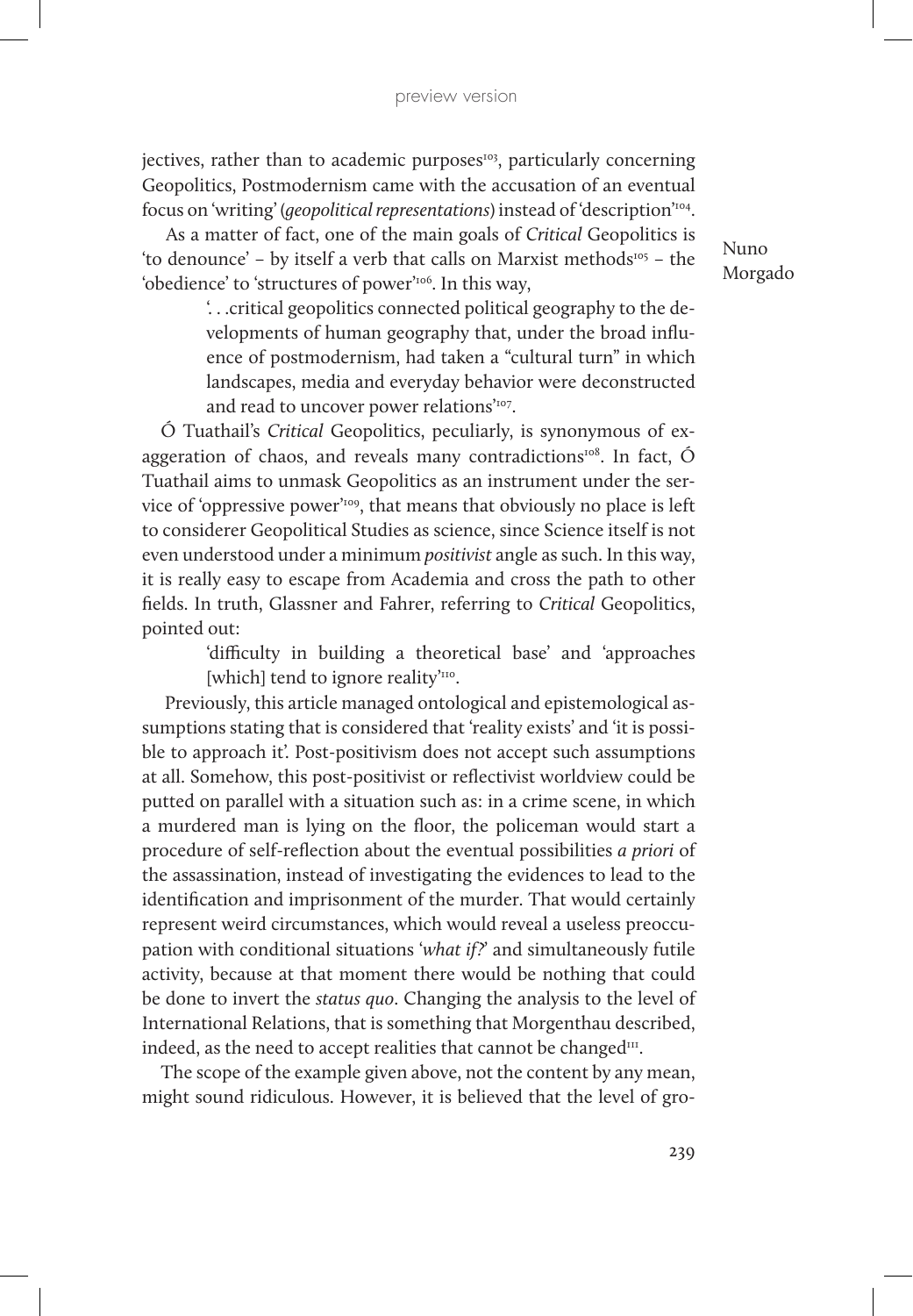jectives, rather than to academic purposes[103], particularly concerning Geopolitics, Postmodernism came with the accusation of an eventual focus on 'writing' (*geopolitical representations*) instead of 'description'[104].

As a matter of fact, one of the main goals of *Critical* Geopolitics is 'to denounce' – by itself a verb that calls on Marxist methods[105] – the 'obedience' to 'structures of power'[106]. In this way,

> '. . .critical geopolitics connected political geography to the developments of human geography that, under the broad influence of postmodernism, had taken a "cultural turn" in which landscapes, media and everyday behavior were deconstructed and read to uncover power relations'[107].

Ó Tuathail's *Critical* Geopolitics, peculiarly, is synonymous of exaggeration of chaos, and reveals many contradictions[108]. In fact, Ó Tuathail aims to unmask Geopolitics as an instrument under the service of 'oppressive power'[109], that means that obviously no place is left to considerer Geopolitical Studies as science, since Science itself is not even understood under a minimum *positivist* angle as such. In this way, it is really easy to escape from Academia and cross the path to other fields. In truth, Glassner and Fahrer, referring to *Critical* Geopolitics, pointed out:

> 'difficulty in building a theoretical base' and 'approaches [which] tend to ignore reality'[110].

Previously, this article managed ontological and epistemological assumptions stating that is considered that 'reality exists' and 'it is possible to approach it'. Post-positivism does not accept such assumptions at all. Somehow, this post-positivist or reflectivist worldview could be putted on parallel with a situation such as: in a crime scene, in which a murdered man is lying on the floor, the policeman would start a procedure of self-reflection about the eventual possibilities *a priori* of the assassination, instead of investigating the evidences to lead to the identification and imprisonment of the murder. That would certainly represent weird circumstances, which would reveal a useless preoccupation with conditional situations '*what if?*' and simultaneously futile activity, because at that moment there would be nothing that could be done to invert the *status quo*. Changing the analysis to the level of International Relations, that is something that Morgenthau described, indeed, as the need to accept realities that cannot be changed[111].

The scope of the example given above, not the content by any mean, might sound ridiculous. However, it is believed that the level of gro-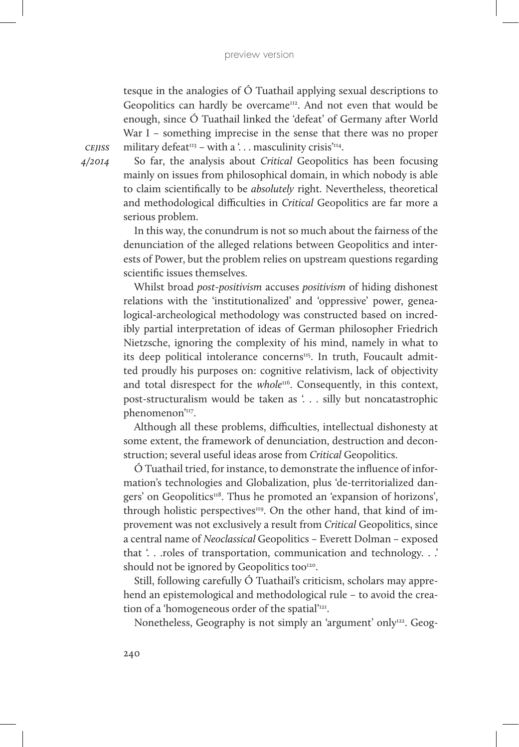tesque in the analogies of Ó Tuathail applying sexual descriptions to Geopolitics can hardly be overcame[112]. And not even that would be enough, since Ó Tuathail linked the 'defeat' of Germany after World War I – something imprecise in the sense that there was no proper military defeat[113] – with a '. . . masculinity crisis'[114].

So far, the analysis about *Critical* Geopolitics has been focusing mainly on issues from philosophical domain, in which nobody is able to claim scientifically to be *absolutely* right. Nevertheless, theoretical and methodological difficulties in *Critical* Geopolitics are far more a serious problem.

In this way, the conundrum is not so much about the fairness of the denunciation of the alleged relations between Geopolitics and interests of Power, but the problem relies on upstream questions regarding scientific issues themselves.

Whilst broad *post-positivism* accuses *positivism* of hiding dishonest relations with the 'institutionalized' and 'oppressive' power, genealogical-archeological methodology was constructed based on incredibly partial interpretation of ideas of German philosopher Friedrich Nietzsche, ignoring the complexity of his mind, namely in what to its deep political intolerance concerns[115]. In truth, Foucault admitted proudly his purposes on: cognitive relativism, lack of objectivity and total disrespect for the *whole*[116]. Consequently, in this context, post-structuralism would be taken as '. . . silly but noncatastrophic phenomenon'[117].

Although all these problems, difficulties, intellectual dishonesty at some extent, the framework of denunciation, destruction and deconstruction; several useful ideas arose from *Critical* Geopolitics.

Ó Tuathail tried, for instance, to demonstrate the influence of information's technologies and Globalization, plus 'de-territorialized dangers' on Geopolitics[118]. Thus he promoted an 'expansion of horizons', through holistic perspectives[119]. On the other hand, that kind of improvement was not exclusively a result from *Critical* Geopolitics, since a central name of *Neoclassical* Geopolitics – Everett Dolman – exposed that '. . .roles of transportation, communication and technology. . .' should not be ignored by Geopolitics too[120].

Still, following carefully Ó Tuathail's criticism, scholars may apprehend an epistemological and methodological rule – to avoid the creation of a 'homogeneous order of the spatial'[121].

Nonetheless, Geography is not simply an 'argument' only[122]. Geog-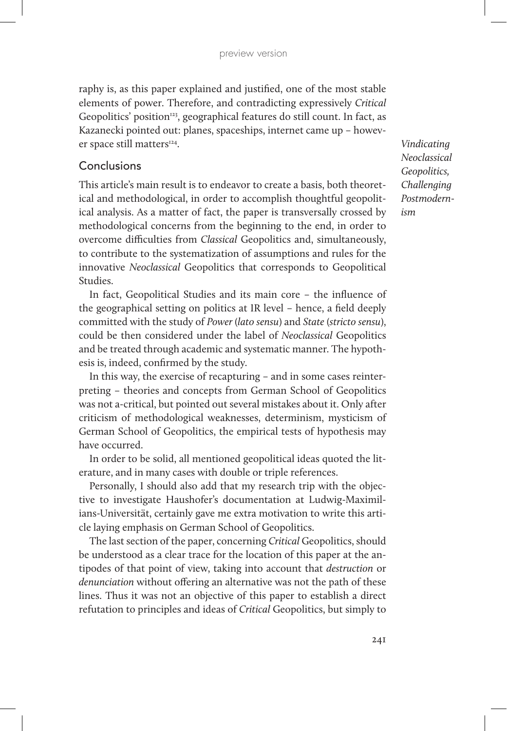raphy is, as this paper explained and justified, one of the most stable elements of power. Therefore, and contradicting expressively *Critical* Geopolitics' position[123], geographical features do still count. In fact, as Kazanecki pointed out: planes, spaceships, internet came up – however space still matters[124].

## Conclusions

This article's main result is to endeavor to create a basis, both theoretical and methodological, in order to accomplish thoughtful geopolitical analysis. As a matter of fact, the paper is transversally crossed by methodological concerns from the beginning to the end, in order to overcome difficulties from *Classical* Geopolitics and, simultaneously, to contribute to the systematization of assumptions and rules for the innovative *Neoclassical* Geopolitics that corresponds to Geopolitical Studies.

In fact, Geopolitical Studies and its main core – the influence of the geographical setting on politics at IR level – hence, a field deeply committed with the study of *Power* (*lato sensu*) and *State* (*stricto sensu*), could be then considered under the label of *Neoclassical* Geopolitics and be treated through academic and systematic manner. The hypothesis is, indeed, confirmed by the study.

In this way, the exercise of recapturing – and in some cases reinterpreting – theories and concepts from German School of Geopolitics was not a-critical, but pointed out several mistakes about it. Only after criticism of methodological weaknesses, determinism, mysticism of German School of Geopolitics, the empirical tests of hypothesis may have occurred.

In order to be solid, all mentioned geopolitical ideas quoted the literature, and in many cases with double or triple references.

Personally, I should also add that my research trip with the objective to investigate Haushofer's documentation at Ludwig-Maximilians-Universität, certainly gave me extra motivation to write this article laying emphasis on German School of Geopolitics.

The last section of the paper, concerning *Critical* Geopolitics, should be understood as a clear trace for the location of this paper at the antipodes of that point of view, taking into account that *destruction* or *denunciation* without offering an alternative was not the path of these lines. Thus it was not an objective of this paper to establish a direct refutation to principles and ideas of *Critical* Geopolitics, but simply to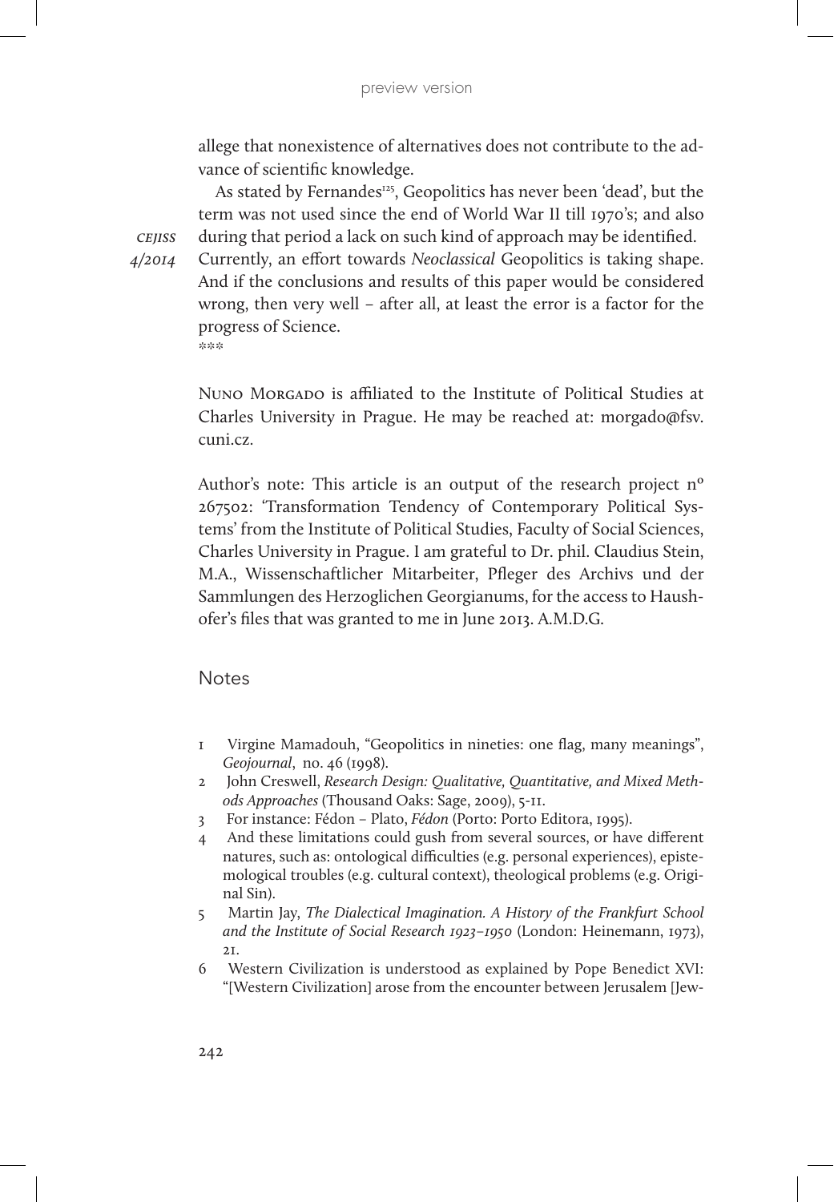allege that nonexistence of alternatives does not contribute to the advance of scientific knowledge.

As stated by Fernandes[125], Geopolitics has never been 'dead', but the term was not used since the end of World War II till 1970's; and also during that period a lack on such kind of approach may be identified. Currently, an effort towards *Neoclassical* Geopolitics is taking shape. And if the conclusions and results of this paper would be considered wrong, then very well – after all, at least the error is a factor for the progress of Science.

\*\*\*

Nuno Morgado is affiliated to the Institute of Political Studies at Charles University in Prague. He may be reached at: morgado@fsv.cuni.cz.

Author's note: This article is an output of the research project nº 267502: 'Transformation Tendency of Contemporary Political Systems' from the Institute of Political Studies, Faculty of Social Sciences, Charles University in Prague. I am grateful to Dr. phil. Claudius Stein, M.A., Wissenschaftlicher Mitarbeiter, Pfleger des Archivs und der Sammlungen des Herzoglichen Georgianums, for the access to Haushofer's files that was granted to me in June 2013. A.M.D.G.

## Notes

1. Virgine Mamadouh, "Geopolitics in nineties: one flag, many meanings", *Geojournal*, no. 46 (1998).
2. John Creswell, *Research Design: Qualitative, Quantitative, and Mixed Methods Approaches* (Thousand Oaks: Sage, 2009), 5-11.
3. For instance: Fédon – Plato, *Fédon* (Porto: Porto Editora, 1995).
4. And these limitations could gush from several sources, or have different natures, such as: ontological difficulties (e.g. personal experiences), epistemological troubles (e.g. cultural context), theological problems (e.g. Original Sin).
5. Martin Jay, *The Dialectical Imagination. A History of the Frankfurt School and the Institute of Social Research 1923–1950* (London: Heinemann, 1973), 21.
6. Western Civilization is understood as explained by Pope Benedict XVI: "[Western Civilization] arose from the encounter between Jerusalem [Jew-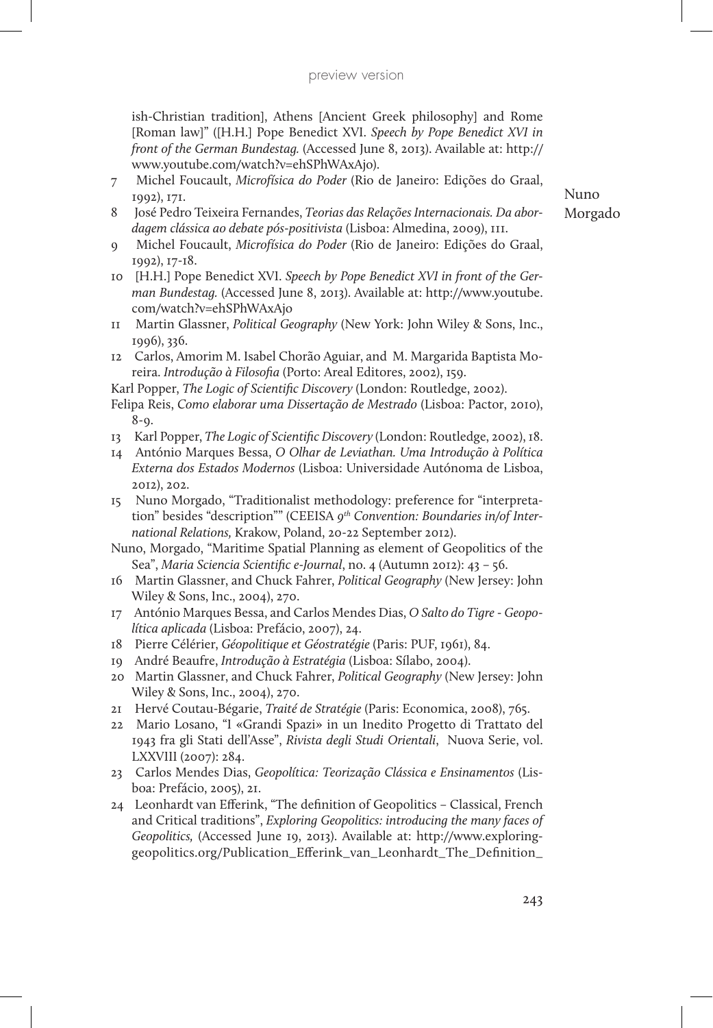ish-Christian tradition], Athens [Ancient Greek philosophy] and Rome [Roman law]" ([H.H.] Pope Benedict XVI. *Speech by Pope Benedict XVI in front of the German Bundestag.* (Accessed June 8, 2013). Available at: http://www.youtube.com/watch?v=ehSPhWAxAjo).

7 Michel Foucault, *Microfísica do Poder* (Rio de Janeiro: Edições do Graal, 1992), 171.

8 José Pedro Teixeira Fernandes, *Teorias das Relações Internacionais. Da abordagem clássica ao debate pós-positivista* (Lisboa: Almedina, 2009), 111.

9 Michel Foucault, *Microfísica do Poder* (Rio de Janeiro: Edições do Graal, 1992), 17-18.

10 [H.H.] Pope Benedict XVI. *Speech by Pope Benedict XVI in front of the German Bundestag.* (Accessed June 8, 2013). Available at: http://www.youtube.com/watch?v=ehSPhWAxAjo

11 Martin Glassner, *Political Geography* (New York: John Wiley & Sons, Inc., 1996), 336.

12 Carlos, Amorim M. Isabel Chorão Aguiar, and M. Margarida Baptista Moreira. *Introdução à Filosofia* (Porto: Areal Editores, 2002), 159.

Karl Popper, *The Logic of Scientific Discovery* (London: Routledge, 2002).

Felipa Reis, *Como elaborar uma Dissertação de Mestrado* (Lisboa: Pactor, 2010), 8-9.

13 Karl Popper, *The Logic of Scientific Discovery* (London: Routledge, 2002), 18.

14 António Marques Bessa, *O Olhar de Leviathan. Uma Introdução à Política Externa dos Estados Modernos* (Lisboa: Universidade Autónoma de Lisboa, 2012), 202.

15 Nuno Morgado, "Traditionalist methodology: preference for "interpretation" besides "description"" (CEEISA *9th Convention: Boundaries in/of International Relations,* Krakow, Poland, 20-22 September 2012).

Nuno, Morgado, "Maritime Spatial Planning as element of Geopolitics of the Sea", *Maria Sciencia Scientific e-Journal*, no. 4 (Autumn 2012): 43 – 56.

16 Martin Glassner, and Chuck Fahrer, *Political Geography* (New Jersey: John Wiley & Sons, Inc., 2004), 270.

17 António Marques Bessa, and Carlos Mendes Dias, *O Salto do Tigre - Geopolítica aplicada* (Lisboa: Prefácio, 2007), 24.

18 Pierre Célérier, *Géopolitique et Géostratégie* (Paris: PUF, 1961), 84.

19 André Beaufre, *Introdução à Estratégia* (Lisboa: Sílabo, 2004).

20 Martin Glassner, and Chuck Fahrer, *Political Geography* (New Jersey: John Wiley & Sons, Inc., 2004), 270.

21 Hervé Coutau-Bégarie, *Traité de Stratégie* (Paris: Economica, 2008), 765.

22 Mario Losano, "I «Grandi Spazi» in un Inedito Progetto di Trattato del 1943 fra gli Stati dell'Asse", *Rivista degli Studi Orientali*, Nuova Serie, vol. LXXVIII (2007): 284.

23 Carlos Mendes Dias, *Geopolítica: Teorização Clássica e Ensinamentos* (Lisboa: Prefácio, 2005), 21.

24 Leonhardt van Efferink, "The definition of Geopolitics – Classical, French and Critical traditions", *Exploring Geopolitics: introducing the many faces of Geopolitics,* (Accessed June 19, 2013). Available at: http://www.exploringgeopolitics.org/Publication_Efferink_van_Leonhardt_The_Definition_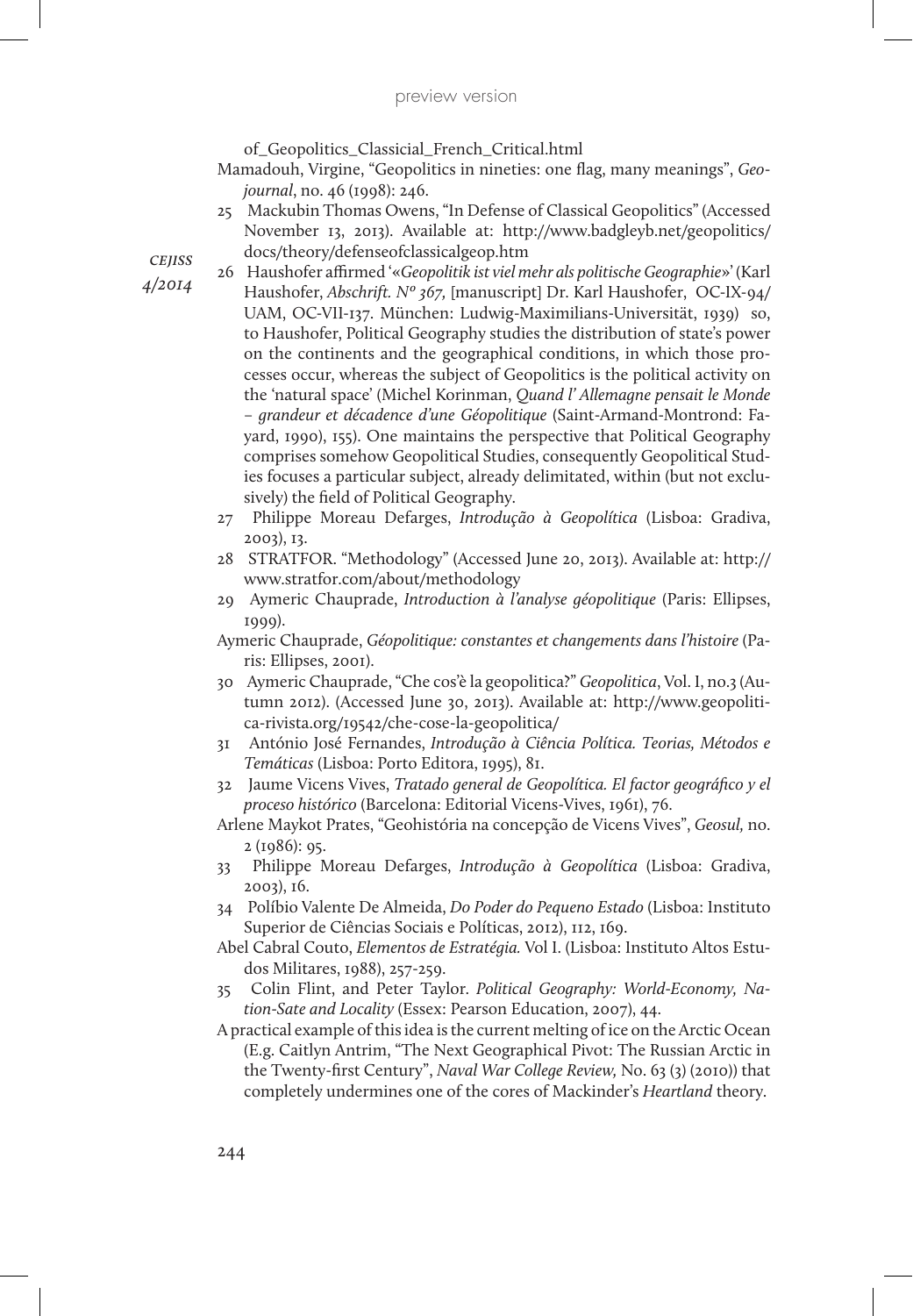of_Geopolitics_Classicial_French_Critical.html

Mamadouh, Virgine, "Geopolitics in nineties: one flag, many meanings", *Geojournal*, no. 46 (1998): 246.

25 Mackubin Thomas Owens, "In Defense of Classical Geopolitics" (Accessed November 13, 2013). Available at: http://www.badgleyb.net/geopolitics/docs/theory/defenseofclassicalgeop.htm

26 Haushofer affirmed '«*Geopolitik ist viel mehr als politische Geographie*»' (Karl Haushofer, *Abschrift. Nº 367,* [manuscript] Dr. Karl Haushofer, OC-IX-94/UAM, OC-VII-137. München: Ludwig-Maximilians-Universität, 1939) so, to Haushofer, Political Geography studies the distribution of state's power on the continents and the geographical conditions, in which those processes occur, whereas the subject of Geopolitics is the political activity on the 'natural space' (Michel Korinman, *Quand l' Allemagne pensait le Monde – grandeur et décadence d'une Géopolitique* (Saint-Armand-Montrond: Fayard, 1990), 155). One maintains the perspective that Political Geography comprises somehow Geopolitical Studies, consequently Geopolitical Studies focuses a particular subject, already delimitated, within (but not exclusively) the field of Political Geography.

27 Philippe Moreau Defarges, *Introdução à Geopolítica* (Lisboa: Gradiva, 2003), 13.

28 STRATFOR. "Methodology" (Accessed June 20, 2013). Available at: http://www.stratfor.com/about/methodology

29 Aymeric Chauprade, *Introduction à l'analyse géopolitique* (Paris: Ellipses, 1999).

Aymeric Chauprade, *Géopolitique: constantes et changements dans l'histoire* (Paris: Ellipses, 2001).

30 Aymeric Chauprade, "Che cos'è la geopolitica?" *Geopolitica*, Vol. I, no.3 (Autumn 2012). (Accessed June 30, 2013). Available at: http://www.geopolitica-rivista.org/19542/che-cose-la-geopolitica/

31 António José Fernandes, *Introdução à Ciência Política. Teorias, Métodos e Temáticas* (Lisboa: Porto Editora, 1995), 81.

32 Jaume Vicens Vives, *Tratado general de Geopolítica. El factor geográfico y el proceso histórico* (Barcelona: Editorial Vicens-Vives, 1961), 76.

Arlene Maykot Prates, "Geohistória na concepção de Vicens Vives", *Geosul,* no. 2 (1986): 95.

33 Philippe Moreau Defarges, *Introdução à Geopolítica* (Lisboa: Gradiva, 2003), 16.

34 Políbio Valente De Almeida, *Do Poder do Pequeno Estado* (Lisboa: Instituto Superior de Ciências Sociais e Políticas, 2012), 112, 169.

Abel Cabral Couto, *Elementos de Estratégia.* Vol I. (Lisboa: Instituto Altos Estudos Militares, 1988), 257-259.

35 Colin Flint, and Peter Taylor. *Political Geography: World-Economy, Nation-Sate and Locality* (Essex: Pearson Education, 2007), 44.

A practical example of this idea is the current melting of ice on the Arctic Ocean (E.g. Caitlyn Antrim, "The Next Geographical Pivot: The Russian Arctic in the Twenty-first Century", *Naval War College Review,* No. 63 (3) (2010)) that completely undermines one of the cores of Mackinder's *Heartland* theory.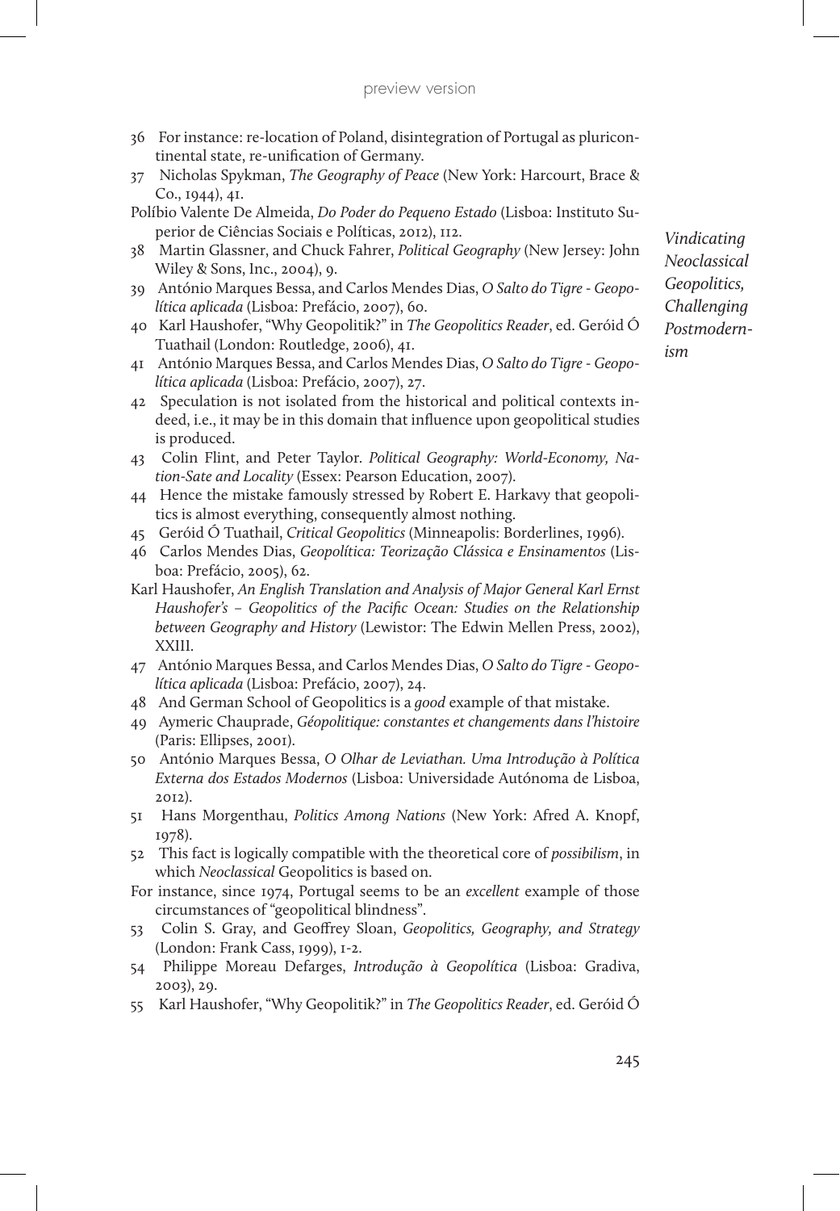36 For instance: re-location of Poland, disintegration of Portugal as pluricontinental state, re-unification of Germany.

37 Nicholas Spykman, *The Geography of Peace* (New York: Harcourt, Brace & Co., 1944), 41.

Políbio Valente De Almeida, *Do Poder do Pequeno Estado* (Lisboa: Instituto Superior de Ciências Sociais e Políticas, 2012), 112.

38 Martin Glassner, and Chuck Fahrer, *Political Geography* (New Jersey: John Wiley & Sons, Inc., 2004), 9.

39 António Marques Bessa, and Carlos Mendes Dias, *O Salto do Tigre - Geopolítica aplicada* (Lisboa: Prefácio, 2007), 60.

40 Karl Haushofer, "Why Geopolitik?" in *The Geopolitics Reader*, ed. Geróid Ó Tuathail (London: Routledge, 2006), 41.

41 António Marques Bessa, and Carlos Mendes Dias, *O Salto do Tigre - Geopolítica aplicada* (Lisboa: Prefácio, 2007), 27.

42 Speculation is not isolated from the historical and political contexts indeed, i.e., it may be in this domain that influence upon geopolitical studies is produced.

43 Colin Flint, and Peter Taylor. *Political Geography: World-Economy, Nation-Sate and Locality* (Essex: Pearson Education, 2007).

44 Hence the mistake famously stressed by Robert E. Harkavy that geopolitics is almost everything, consequently almost nothing.

45 Geróid Ó Tuathail, *Critical Geopolitics* (Minneapolis: Borderlines, 1996).

46 Carlos Mendes Dias, *Geopolítica: Teorização Clássica e Ensinamentos* (Lisboa: Prefácio, 2005), 62.

Karl Haushofer, *An English Translation and Analysis of Major General Karl Ernst Haushofer's – Geopolitics of the Pacific Ocean: Studies on the Relationship between Geography and History* (Lewistor: The Edwin Mellen Press, 2002), XXIII.

47 António Marques Bessa, and Carlos Mendes Dias, *O Salto do Tigre - Geopolítica aplicada* (Lisboa: Prefácio, 2007), 24.

48 And German School of Geopolitics is a *good* example of that mistake.

49 Aymeric Chauprade, *Géopolitique: constantes et changements dans l'histoire* (Paris: Ellipses, 2001).

50 António Marques Bessa, *O Olhar de Leviathan. Uma Introdução à Política Externa dos Estados Modernos* (Lisboa: Universidade Autónoma de Lisboa, 2012).

51 Hans Morgenthau, *Politics Among Nations* (New York: Afred A. Knopf, 1978).

52 This fact is logically compatible with the theoretical core of *possibilism*, in which *Neoclassical* Geopolitics is based on.

For instance, since 1974, Portugal seems to be an *excellent* example of those circumstances of "geopolitical blindness".

53 Colin S. Gray, and Geoffrey Sloan, *Geopolitics, Geography, and Strategy* (London: Frank Cass, 1999), 1-2.

54 Philippe Moreau Defarges, *Introdução à Geopolítica* (Lisboa: Gradiva, 2003), 29.

55 Karl Haushofer, "Why Geopolitik?" in *The Geopolitics Reader*, ed. Geróid Ó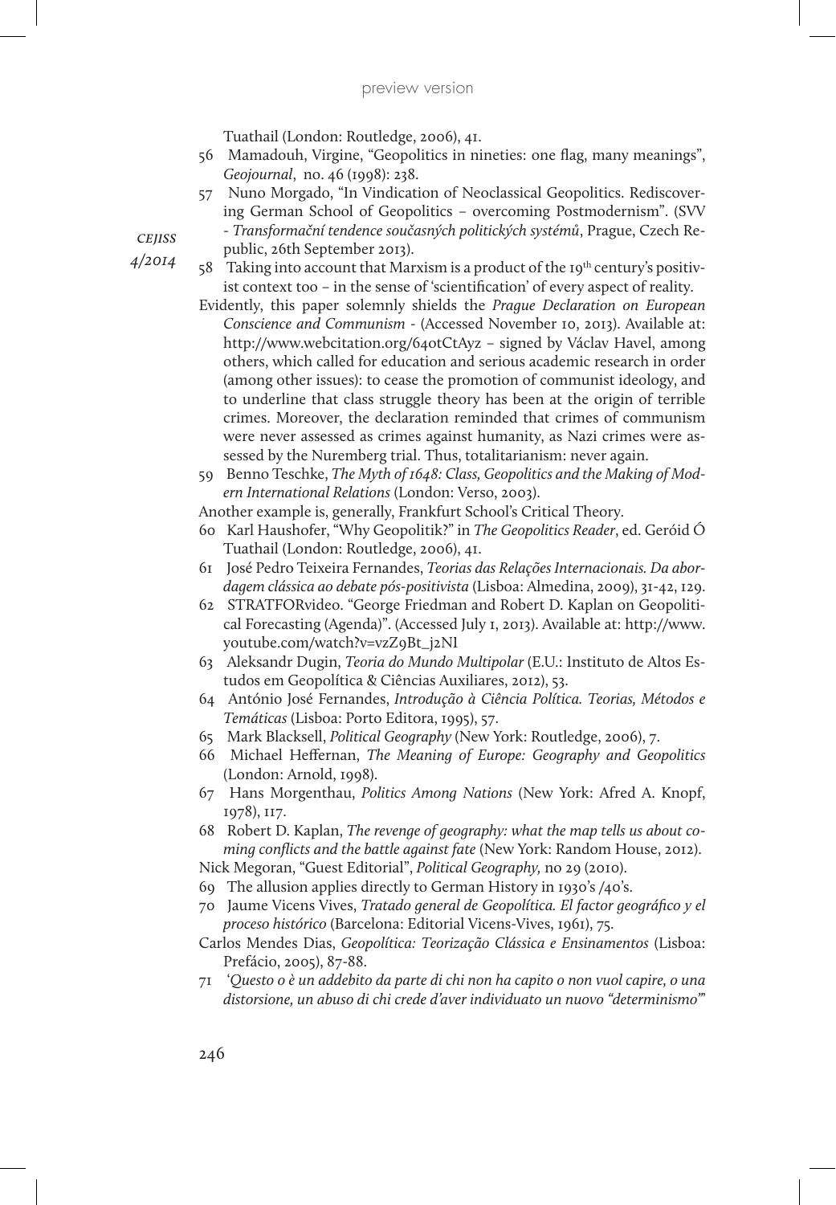Tuathail (London: Routledge, 2006), 41.

56 Mamadouh, Virgine, "Geopolitics in nineties: one flag, many meanings", *Geojournal*, no. 46 (1998): 238.

57 Nuno Morgado, "In Vindication of Neoclassical Geopolitics. Rediscovering German School of Geopolitics – overcoming Postmodernism". (SVV - *Transformační tendence současných politických systémů*, Prague, Czech Republic, 26th September 2013).

58 Taking into account that Marxism is a product of the 19th century's positivist context too – in the sense of 'scientification' of every aspect of reality.

Evidently, this paper solemnly shields the *Prague Declaration on European Conscience and Communism* - (Accessed November 10, 2013). Available at: http://www.webcitation.org/64otCtAyz – signed by Václav Havel, among others, which called for education and serious academic research in order (among other issues): to cease the promotion of communist ideology, and to underline that class struggle theory has been at the origin of terrible crimes. Moreover, the declaration reminded that crimes of communism were never assessed as crimes against humanity, as Nazi crimes were assessed by the Nuremberg trial. Thus, totalitarianism: never again.

59 Benno Teschke, *The Myth of 1648: Class, Geopolitics and the Making of Modern International Relations* (London: Verso, 2003).

Another example is, generally, Frankfurt School's Critical Theory.

60 Karl Haushofer, "Why Geopolitik?" in *The Geopolitics Reader*, ed. Geróid Ó Tuathail (London: Routledge, 2006), 41.

61 José Pedro Teixeira Fernandes, *Teorias das Relações Internacionais. Da abordagem clássica ao debate pós-positivista* (Lisboa: Almedina, 2009), 31-42, 129.

62 STRATFORvideo. "George Friedman and Robert D. Kaplan on Geopolitical Forecasting (Agenda)". (Accessed July 1, 2013). Available at: http://www.youtube.com/watch?v=vzZ9Bt_j2NI

63 Aleksandr Dugin, *Teoria do Mundo Multipolar* (E.U.: Instituto de Altos Estudos em Geopolítica & Ciências Auxiliares, 2012), 53.

64 António José Fernandes, *Introdução à Ciência Política. Teorias, Métodos e Temáticas* (Lisboa: Porto Editora, 1995), 57.

65 Mark Blacksell, *Political Geography* (New York: Routledge, 2006), 7.

66 Michael Heffernan, *The Meaning of Europe: Geography and Geopolitics* (London: Arnold, 1998).

67 Hans Morgenthau, *Politics Among Nations* (New York: Afred A. Knopf, 1978), 117.

68 Robert D. Kaplan, *The revenge of geography: what the map tells us about coming conflicts and the battle against fate* (New York: Random House, 2012).

Nick Megoran, "Guest Editorial", *Political Geography,* no 29 (2010).

69 The allusion applies directly to German History in 1930's /40's.

70 Jaume Vicens Vives, *Tratado general de Geopolítica. El factor geográfico y el proceso histórico* (Barcelona: Editorial Vicens-Vives, 1961), 75.

Carlos Mendes Dias, *Geopolítica: Teorização Clássica e Ensinamentos* (Lisboa: Prefácio, 2005), 87-88.

71 '*Questo o è un addebito da parte di chi non ha capito o non vuol capire, o una distorsione, un abuso di chi crede d'aver individuato un nuovo "determinismo"*'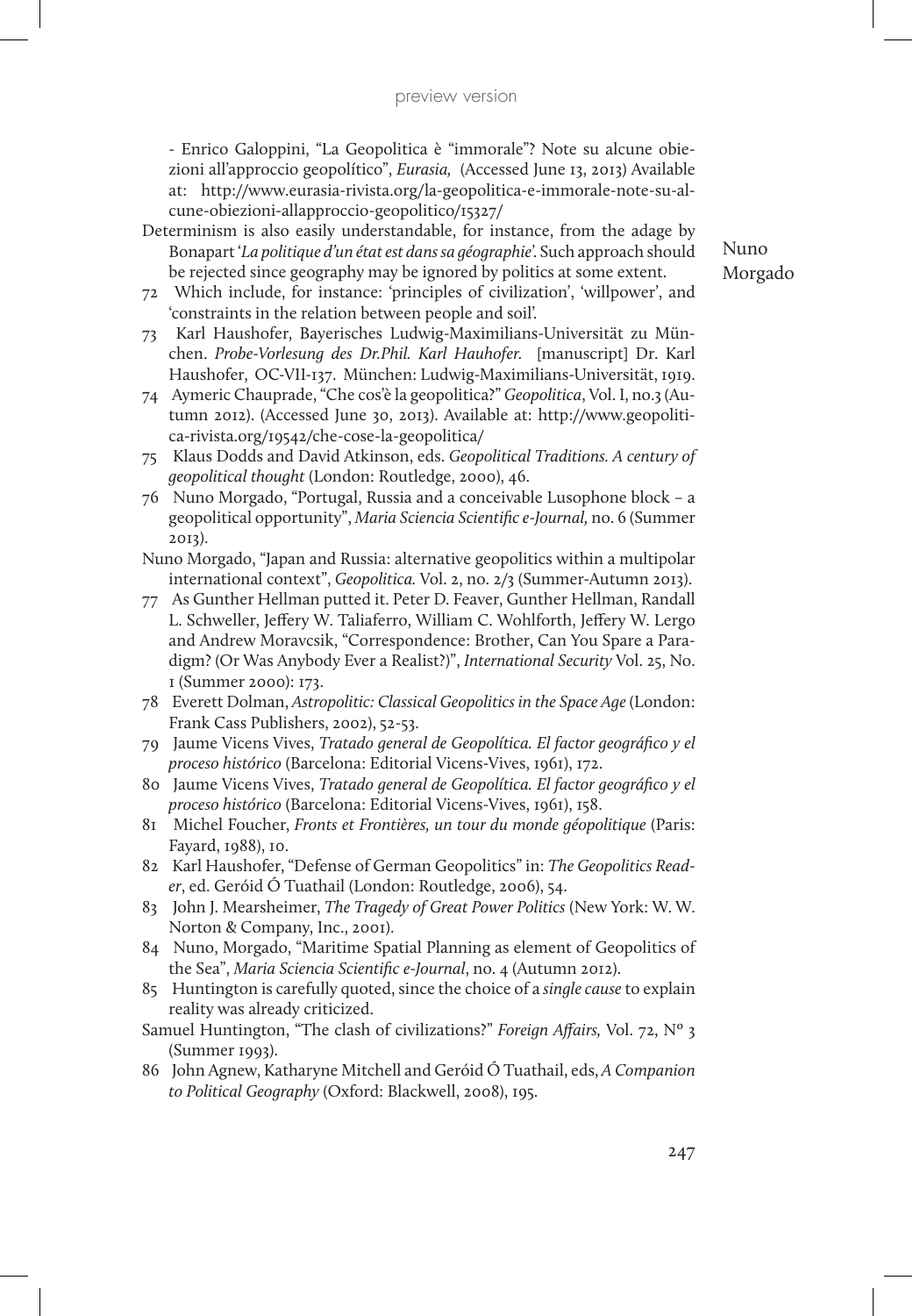- Enrico Galoppini, “La Geopolitica è “immorale”? Note su alcune obiezioni all’approccio geopolítico”, *Eurasia,* (Accessed June 13, 2013) Available at: http://www.eurasia-rivista.org/la-geopolitica-e-immorale-note-su-alcune-obiezioni-allapproccio-geopolitico/15327/

Determinism is also easily understandable, for instance, from the adage by Bonapart ‘*La politique d’un état est dans sa géographie*’. Such approach should be rejected since geography may be ignored by politics at some extent.

72 Which include, for instance: ‘principles of civilization’, ‘willpower’, and ‘constraints in the relation between people and soil’.

73 Karl Haushofer, Bayerisches Ludwig-Maximilians-Universität zu München. *Probe-Vorlesung des Dr.Phil. Karl Hauhofer.* [manuscript] Dr. Karl Haushofer, OC-VII-137. München: Ludwig-Maximilians-Universität, 1919.

74 Aymeric Chauprade, “Che cos’è la geopolitica?” *Geopolitica*, Vol. I, no.3 (Autumn 2012). (Accessed June 30, 2013). Available at: http://www.geopolitica-rivista.org/19542/che-cose-la-geopolitica/

75 Klaus Dodds and David Atkinson, eds. *Geopolitical Traditions. A century of geopolitical thought* (London: Routledge, 2000), 46.

76 Nuno Morgado, “Portugal, Russia and a conceivable Lusophone block – a geopolitical opportunity”, *Maria Sciencia Scientific e-Journal,* no. 6 (Summer 2013).

Nuno Morgado, “Japan and Russia: alternative geopolitics within a multipolar international context”, *Geopolitica.* Vol. 2, no. 2/3 (Summer-Autumn 2013).

77 As Gunther Hellman putted it. Peter D. Feaver, Gunther Hellman, Randall L. Schweller, Jeffery W. Taliaferro, William C. Wohlforth, Jeffery W. Lergo and Andrew Moravcsik, “Correspondence: Brother, Can You Spare a Paradigm? (Or Was Anybody Ever a Realist?)”, *International Security* Vol. 25, No. 1 (Summer 2000): 173.

78 Everett Dolman, *Astropolitic: Classical Geopolitics in the Space Age* (London: Frank Cass Publishers, 2002), 52-53.

79 Jaume Vicens Vives, *Tratado general de Geopolítica. El factor geográfico y el proceso histórico* (Barcelona: Editorial Vicens-Vives, 1961), 172.

80 Jaume Vicens Vives, *Tratado general de Geopolítica. El factor geográfico y el proceso histórico* (Barcelona: Editorial Vicens-Vives, 1961), 158.

81 Michel Foucher, *Fronts et Frontières, un tour du monde géopolitique* (Paris: Fayard, 1988), 10.

82 Karl Haushofer, “Defense of German Geopolitics” in: *The Geopolitics Reader*, ed. Geróid Ó Tuathail (London: Routledge, 2006), 54.

83 John J. Mearsheimer, *The Tragedy of Great Power Politics* (New York: W. W. Norton & Company, Inc., 2001).

84 Nuno, Morgado, “Maritime Spatial Planning as element of Geopolitics of the Sea”, *Maria Sciencia Scientific e-Journal*, no. 4 (Autumn 2012).

85 Huntington is carefully quoted, since the choice of a *single cause* to explain reality was already criticized.

Samuel Huntington, “The clash of civilizations?” *Foreign Affairs,* Vol. 72, Nº 3 (Summer 1993).

86 John Agnew, Katharyne Mitchell and Geróid Ó Tuathail, eds, *A Companion to Political Geography* (Oxford: Blackwell, 2008), 195.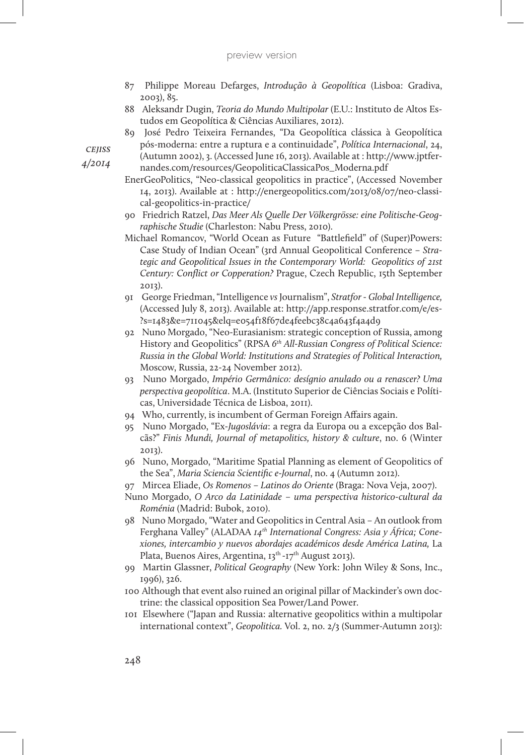87 Philippe Moreau Defarges, *Introdução à Geopolítica* (Lisboa: Gradiva, 2003), 85.

88 Aleksandr Dugin, *Teoria do Mundo Multipolar* (E.U.: Instituto de Altos Estudos em Geopolítica & Ciências Auxiliares, 2012).

89 José Pedro Teixeira Fernandes, "Da Geopolítica clássica à Geopolítica pós-moderna: entre a ruptura e a continuidade", *Política Internacional*, 24, (Autumn 2002), 3. (Accessed June 16, 2013). Available at : http://www.jptfernandes.com/resources/GeopoliticaClassicaPos_Moderna.pdf

EnerGeoPolitics, "Neo-classical geopolitics in practice", (Accessed November 14, 2013). Available at : http://energeopolitics.com/2013/08/07/neo-classical-geopolitics-in-practice/

90 Friedrich Ratzel, *Das Meer Als Quelle Der Völkergrösse: eine Politische-Geographische Studie* (Charleston: Nabu Press, 2010).

Michael Romancov, "World Ocean as Future "Battlefield" of (Super)Powers: Case Study of Indian Ocean" (3rd Annual Geopolitical Conference – *Strategic and Geopolitical Issues in the Contemporary World: Geopolitics of 21st Century: Conflict or Copperation?* Prague, Czech Republic, 15th September 2013).

91 George Friedman, "Intelligence *vs* Journalism", *Stratfor - Global Intelligence,* (Accessed July 8, 2013). Available at: http://app.response.stratfor.com/e/es-?s=1483&e=711045&elq=e054f18f67de4feebc38c4a643f4a4d9

92 Nuno Morgado, "Neo-Eurasianism: strategic conception of Russia, among History and Geopolitics" (RPSA *6th All-Russian Congress of Political Science: Russia in the Global World: Institutions and Strategies of Political Interaction,* Moscow, Russia, 22-24 November 2012).

93 Nuno Morgado, *Império Germânico: desígnio anulado ou a renascer? Uma perspectiva geopolítica*. M.A. (Instituto Superior de Ciências Sociais e Políticas, Universidade Técnica de Lisboa, 2011).

94 Who, currently, is incumbent of German Foreign Affairs again.

95 Nuno Morgado, "Ex-*Jugoslávia*: a regra da Europa ou a excepção dos Balcãs?" *Finis Mundi, Journal of metapolitics, history & culture*, no. 6 (Winter 2013).

96 Nuno, Morgado, "Maritime Spatial Planning as element of Geopolitics of the Sea", *Maria Sciencia Scientific e-Journal*, no. 4 (Autumn 2012).

97 Mircea Eliade, *Os Romenos – Latinos do Oriente* (Braga: Nova Veja, 2007).

Nuno Morgado, *O Arco da Latinidade – uma perspectiva historico-cultural da Roménia* (Madrid: Bubok, 2010).

98 Nuno Morgado, "Water and Geopolitics in Central Asia – An outlook from Ferghana Valley" (ALADAA *14th International Congress: Asia y África; Conexiones, intercambio y nuevos abordajes académicos desde América Latina,* La Plata, Buenos Aires, Argentina, 13th-17th August 2013).

99 Martin Glassner, *Political Geography* (New York: John Wiley & Sons, Inc., 1996), 326.

100 Although that event also ruined an original pillar of Mackinder's own doctrine: the classical opposition Sea Power/Land Power.

101 Elsewhere ("Japan and Russia: alternative geopolitics within a multipolar international context", *Geopolitica.* Vol. 2, no. 2/3 (Summer-Autumn 2013):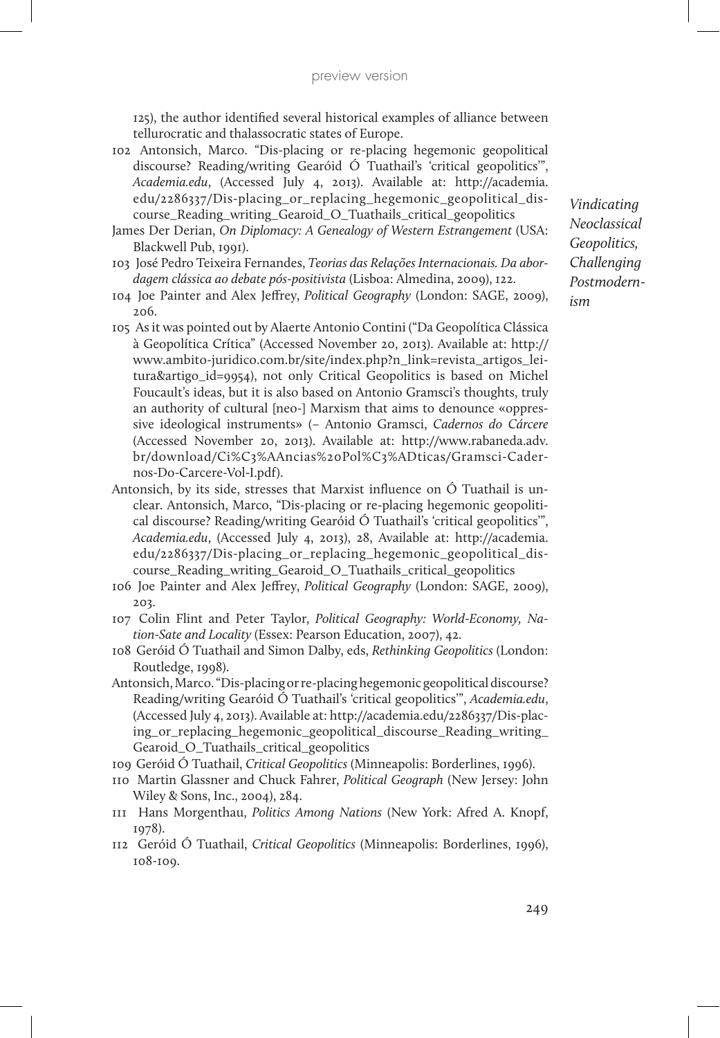125), the author identified several historical examples of alliance between tellurocratic and thalassocratic states of Europe.

102 Antonsich, Marco. "Dis-placing or re-placing hegemonic geopolitical discourse? Reading/writing Gearóid Ó Tuathail's 'critical geopolitics'", *Academia.edu*, (Accessed July 4, 2013). Available at: http://academia.edu/2286337/Dis-placing_or_replacing_hegemonic_geopolitical_discourse_Reading_writing_Gearoid_O_Tuathails_critical_geopolitics

James Der Derian, *On Diplomacy: A Genealogy of Western Estrangement* (USA: Blackwell Pub, 1991).

103 José Pedro Teixeira Fernandes, *Teorias das Relações Internacionais. Da abordagem clássica ao debate pós-positivista* (Lisboa: Almedina, 2009), 122.

104 Joe Painter and Alex Jeffrey, *Political Geography* (London: SAGE, 2009), 206.

105 As it was pointed out by Alaerte Antonio Contini ("Da Geopolítica Clássica à Geopolítica Crítica" (Accessed November 20, 2013). Available at: http://www.ambito-juridico.com.br/site/index.php?n_link=revista_artigos_leitura&artigo_id=9954), not only Critical Geopolitics is based on Michel Foucault's ideas, but it is also based on Antonio Gramsci's thoughts, truly an authority of cultural [neo-] Marxism that aims to denounce «oppressive ideological instruments» (– Antonio Gramsci, *Cadernos do Cárcere* (Accessed November 20, 2013). Available at: http://www.rabaneda.adv.br/download/Ci%C3%AAncias%20Pol%C3%ADticas/Gramsci-Cadernos-Do-Carcere-Vol-I.pdf).

Antonsich, by its side, stresses that Marxist influence on Ó Tuathail is unclear. Antonsich, Marco, "Dis-placing or re-placing hegemonic geopolitical discourse? Reading/writing Gearóid Ó Tuathail's 'critical geopolitics'", *Academia.edu*, (Accessed July 4, 2013), 28, Available at: http://academia.edu/2286337/Dis-placing_or_replacing_hegemonic_geopolitical_discourse_Reading_writing_Gearoid_O_Tuathails_critical_geopolitics

106 Joe Painter and Alex Jeffrey, *Political Geography* (London: SAGE, 2009), 203.

107 Colin Flint and Peter Taylor, *Political Geography: World-Economy, Nation-Sate and Locality* (Essex: Pearson Education, 2007), 42.

108 Geróid Ó Tuathail and Simon Dalby, eds, *Rethinking Geopolitics* (London: Routledge, 1998).

Antonsich, Marco. "Dis-placing or re-placing hegemonic geopolitical discourse? Reading/writing Gearóid Ó Tuathail's 'critical geopolitics'", *Academia.edu*, (Accessed July 4, 2013). Available at: http://academia.edu/2286337/Dis-placing_or_replacing_hegemonic_geopolitical_discourse_Reading_writing_Gearoid_O_Tuathails_critical_geopolitics

109 Geróid Ó Tuathail, *Critical Geopolitics* (Minneapolis: Borderlines, 1996).

110 Martin Glassner and Chuck Fahrer, *Political Geograph* (New Jersey: John Wiley & Sons, Inc., 2004), 284.

111 Hans Morgenthau, *Politics Among Nations* (New York: Afred A. Knopf, 1978).

112 Geróid Ó Tuathail, *Critical Geopolitics* (Minneapolis: Borderlines, 1996), 108-109.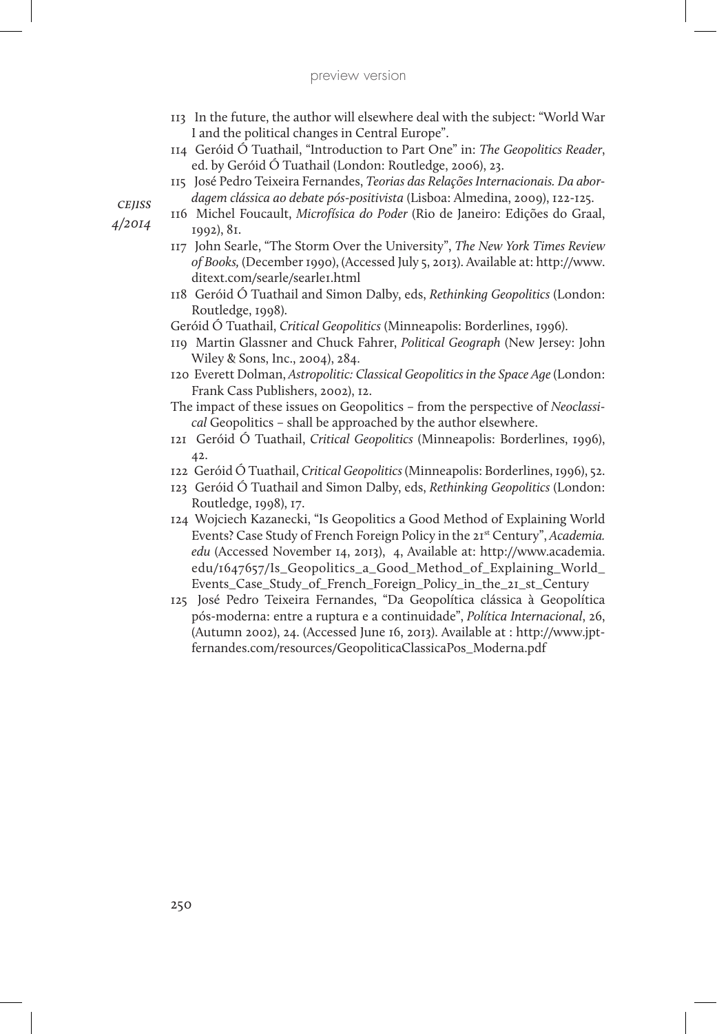113 In the future, the author will elsewhere deal with the subject: "World War I and the political changes in Central Europe".

114 Geróid Ó Tuathail, "Introduction to Part One" in: *The Geopolitics Reader*, ed. by Geróid Ó Tuathail (London: Routledge, 2006), 23.

115 José Pedro Teixeira Fernandes, *Teorias das Relações Internacionais. Da abordagem clássica ao debate pós-positivista* (Lisboa: Almedina, 2009), 122-125.

116 Michel Foucault, *Microfísica do Poder* (Rio de Janeiro: Edições do Graal, 1992), 81.

117 John Searle, "The Storm Over the University", *The New York Times Review of Books,* (December 1990), (Accessed July 5, 2013). Available at: http://www.ditext.com/searle/searle1.html

118 Geróid Ó Tuathail and Simon Dalby, eds, *Rethinking Geopolitics* (London: Routledge, 1998).

Geróid Ó Tuathail, *Critical Geopolitics* (Minneapolis: Borderlines, 1996).

119 Martin Glassner and Chuck Fahrer, *Political Geograph* (New Jersey: John Wiley & Sons, Inc., 2004), 284.

120 Everett Dolman, *Astropolitic: Classical Geopolitics in the Space Age* (London: Frank Cass Publishers, 2002), 12.

The impact of these issues on Geopolitics – from the perspective of *Neoclassical* Geopolitics – shall be approached by the author elsewhere.

121 Geróid Ó Tuathail, *Critical Geopolitics* (Minneapolis: Borderlines, 1996), 42.

122 Geróid Ó Tuathail, *Critical Geopolitics* (Minneapolis: Borderlines, 1996), 52.

123 Geróid Ó Tuathail and Simon Dalby, eds, *Rethinking Geopolitics* (London: Routledge, 1998), 17.

124 Wojciech Kazanecki, "Is Geopolitics a Good Method of Explaining World Events? Case Study of French Foreign Policy in the 21st Century", *Academia.edu* (Accessed November 14, 2013), 4, Available at: http://www.academia.edu/1647657/Is_Geopolitics_a_Good_Method_of_Explaining_World_Events_Case_Study_of_French_Foreign_Policy_in_the_21_st_Century

125 José Pedro Teixeira Fernandes, "Da Geopolítica clássica à Geopolítica pós-moderna: entre a ruptura e a continuidade", *Política Internacional*, 26, (Autumn 2002), 24. (Accessed June 16, 2013). Available at : http://www.jptfernandes.com/resources/GeopoliticaClassicaPos_Moderna.pdf